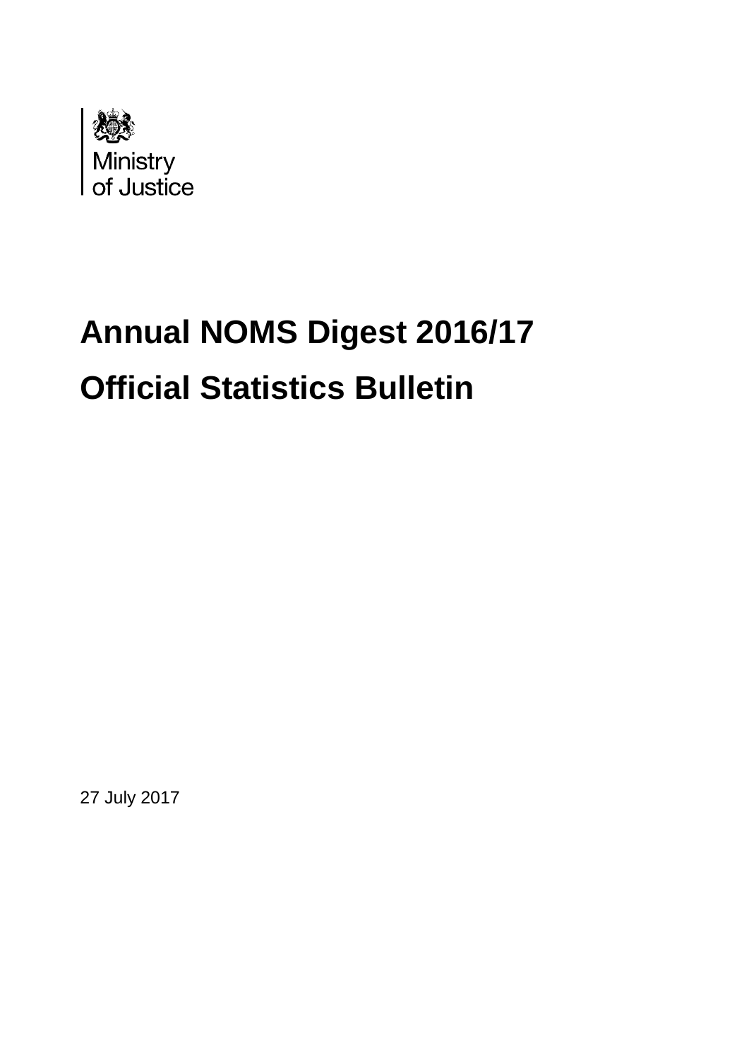Ministry of Justice

# Annual NOMS Digest 2016/17

# Official Statistics Bulletin

27 July 2017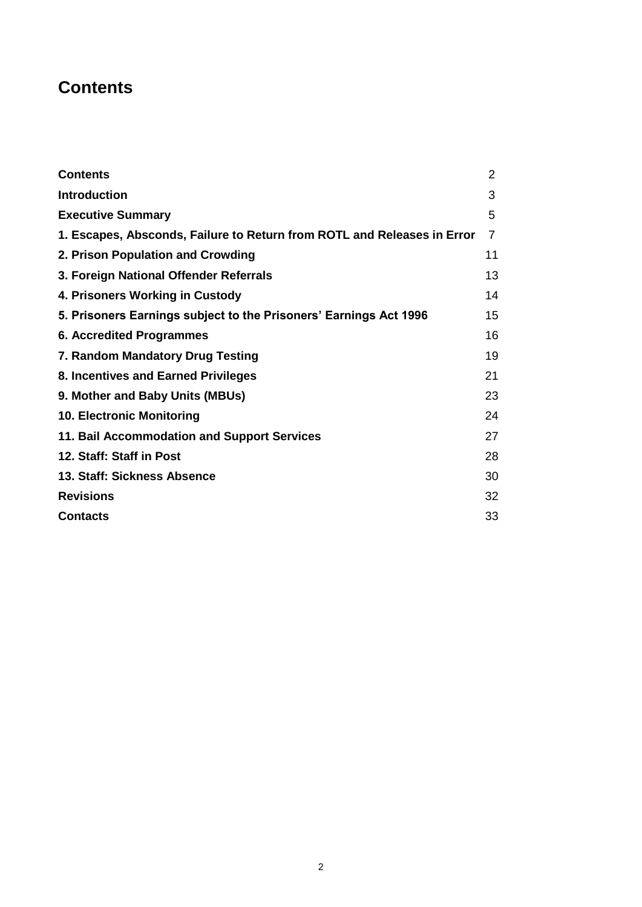# Contents

| | |
|---|---|
| **Contents** | 2 |
| **Introduction** | 3 |
| **Executive Summary** | 5 |
| **1. Escapes, Absconds, Failure to Return from ROTL and Releases in Error** | 7 |
| **2. Prison Population and Crowding** | 11 |
| **3. Foreign National Offender Referrals** | 13 |
| **4. Prisoners Working in Custody** | 14 |
| **5. Prisoners Earnings subject to the Prisoners' Earnings Act 1996** | 15 |
| **6. Accredited Programmes** | 16 |
| **7. Random Mandatory Drug Testing** | 19 |
| **8. Incentives and Earned Privileges** | 21 |
| **9. Mother and Baby Units (MBUs)** | 23 |
| **10. Electronic Monitoring** | 24 |
| **11. Bail Accommodation and Support Services** | 27 |
| **12. Staff: Staff in Post** | 28 |
| **13. Staff: Sickness Absence** | 30 |
| **Revisions** | 32 |
| **Contacts** | 33 |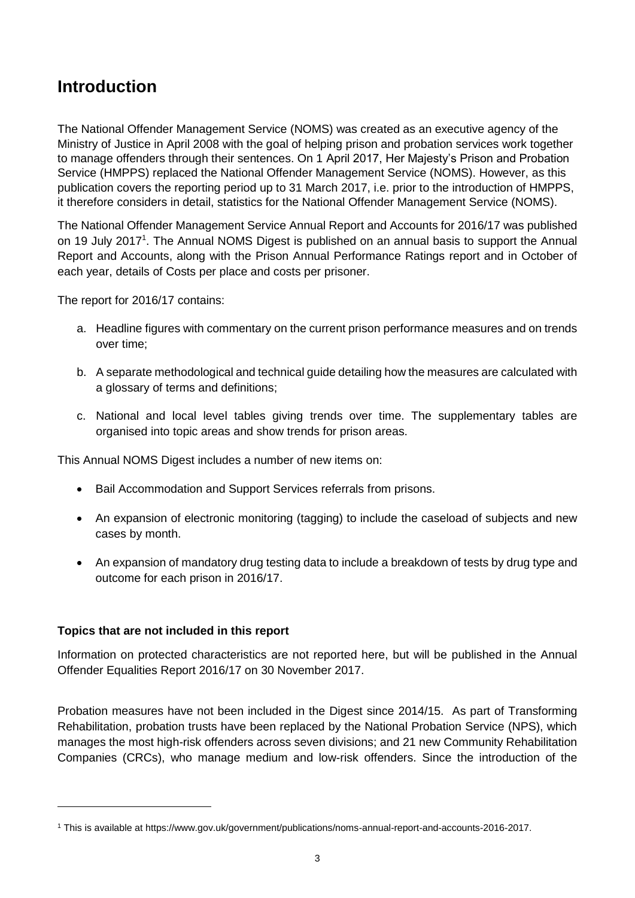# Introduction

The National Offender Management Service (NOMS) was created as an executive agency of the Ministry of Justice in April 2008 with the goal of helping prison and probation services work together to manage offenders through their sentences. On 1 April 2017, Her Majesty's Prison and Probation Service (HMPPS) replaced the National Offender Management Service (NOMS). However, as this publication covers the reporting period up to 31 March 2017, i.e. prior to the introduction of HMPPS, it therefore considers in detail, statistics for the National Offender Management Service (NOMS).

The National Offender Management Service Annual Report and Accounts for 2016/17 was published on 19 July 2017[1]. The Annual NOMS Digest is published on an annual basis to support the Annual Report and Accounts, along with the Prison Annual Performance Ratings report and in October of each year, details of Costs per place and costs per prisoner.

The report for 2016/17 contains:

a. Headline figures with commentary on the current prison performance measures and on trends over time;

b. A separate methodological and technical guide detailing how the measures are calculated with a glossary of terms and definitions;

c. National and local level tables giving trends over time. The supplementary tables are organised into topic areas and show trends for prison areas.

This Annual NOMS Digest includes a number of new items on:

- Bail Accommodation and Support Services referrals from prisons.
- An expansion of electronic monitoring (tagging) to include the caseload of subjects and new cases by month.
- An expansion of mandatory drug testing data to include a breakdown of tests by drug type and outcome for each prison in 2016/17.

**Topics that are not included in this report**

Information on protected characteristics are not reported here, but will be published in the Annual Offender Equalities Report 2016/17 on 30 November 2017.

Probation measures have not been included in the Digest since 2014/15. As part of Transforming Rehabilitation, probation trusts have been replaced by the National Probation Service (NPS), which manages the most high-risk offenders across seven divisions; and 21 new Community Rehabilitation Companies (CRCs), who manage medium and low-risk offenders. Since the introduction of the

[1] This is available at https://www.gov.uk/government/publications/noms-annual-report-and-accounts-2016-2017.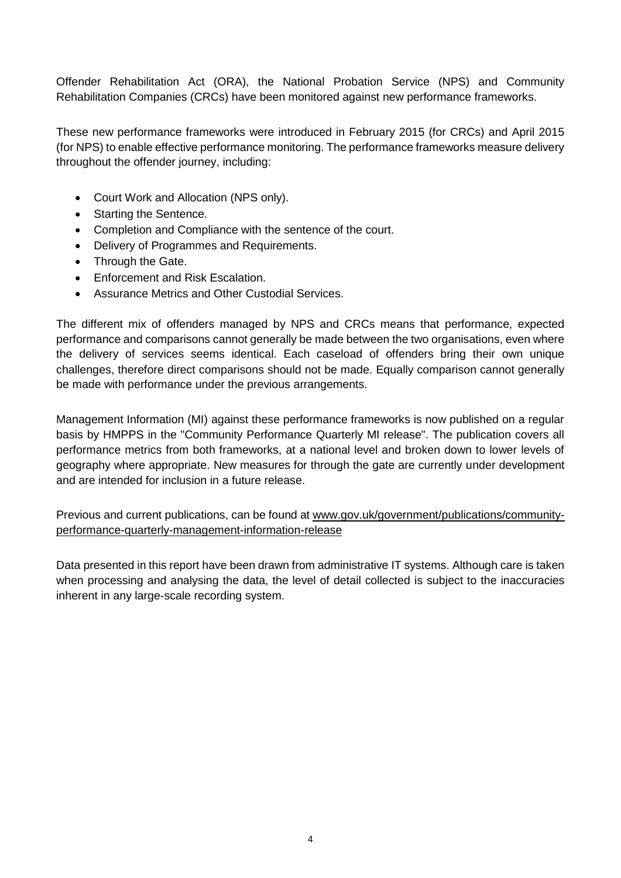Offender Rehabilitation Act (ORA), the National Probation Service (NPS) and Community Rehabilitation Companies (CRCs) have been monitored against new performance frameworks.

These new performance frameworks were introduced in February 2015 (for CRCs) and April 2015 (for NPS) to enable effective performance monitoring. The performance frameworks measure delivery throughout the offender journey, including:

- Court Work and Allocation (NPS only).
- Starting the Sentence.
- Completion and Compliance with the sentence of the court.
- Delivery of Programmes and Requirements.
- Through the Gate.
- Enforcement and Risk Escalation.
- Assurance Metrics and Other Custodial Services.

The different mix of offenders managed by NPS and CRCs means that performance, expected performance and comparisons cannot generally be made between the two organisations, even where the delivery of services seems identical. Each caseload of offenders bring their own unique challenges, therefore direct comparisons should not be made. Equally comparison cannot generally be made with performance under the previous arrangements.

Management Information (MI) against these performance frameworks is now published on a regular basis by HMPPS in the "Community Performance Quarterly MI release". The publication covers all performance metrics from both frameworks, at a national level and broken down to lower levels of geography where appropriate. New measures for through the gate are currently under development and are intended for inclusion in a future release.

Previous and current publications, can be found at [www.gov.uk/government/publications/community-performance-quarterly-management-information-release](www.gov.uk/government/publications/community-performance-quarterly-management-information-release)

Data presented in this report have been drawn from administrative IT systems. Although care is taken when processing and analysing the data, the level of detail collected is subject to the inaccuracies inherent in any large-scale recording system.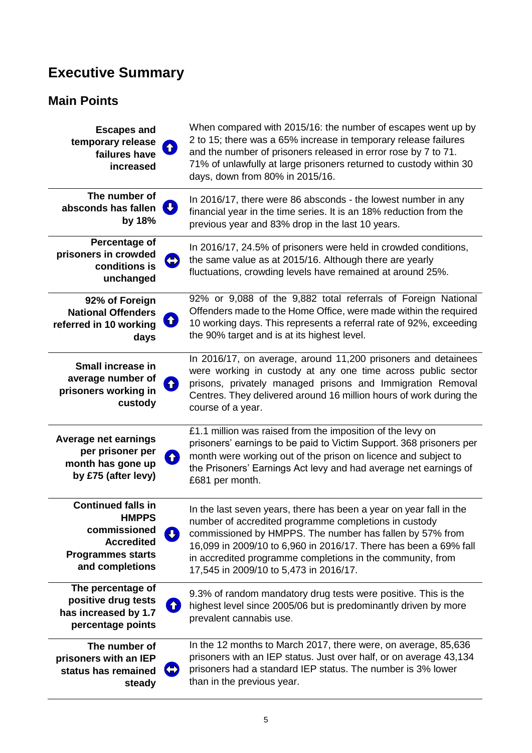# Executive Summary

## Main Points

| | |
|---|---|
| **Escapes and temporary release failures have increased** | When compared with 2015/16: the number of escapes went up by 2 to 15; there was a 65% increase in temporary release failures and the number of prisoners released in error rose by 7 to 71. 71% of unlawfully at large prisoners returned to custody within 30 days, down from 80% in 2015/16. |
| **The number of absconds has fallen by 18%** | In 2016/17, there were 86 absconds - the lowest number in any financial year in the time series. It is an 18% reduction from the previous year and 83% drop in the last 10 years. |
| **Percentage of prisoners in crowded conditions is unchanged** | In 2016/17, 24.5% of prisoners were held in crowded conditions, the same value as at 2015/16. Although there are yearly fluctuations, crowding levels have remained at around 25%. |
| **92% of Foreign National Offenders referred in 10 working days** | 92% or 9,088 of the 9,882 total referrals of Foreign National Offenders made to the Home Office, were made within the required 10 working days. This represents a referral rate of 92%, exceeding the 90% target and is at its highest level. |
| **Small increase in average number of prisoners working in custody** | In 2016/17, on average, around 11,200 prisoners and detainees were working in custody at any one time across public sector prisons, privately managed prisons and Immigration Removal Centres. They delivered around 16 million hours of work during the course of a year. |
| **Average net earnings per prisoner per month has gone up by £75 (after levy)** | £1.1 million was raised from the imposition of the levy on prisoners' earnings to be paid to Victim Support. 368 prisoners per month were working out of the prison on licence and subject to the Prisoners' Earnings Act levy and had average net earnings of £681 per month. |
| **Continued falls in HMPPS commissioned Accredited Programmes starts and completions** | In the last seven years, there has been a year on year fall in the number of accredited programme completions in custody commissioned by HMPPS. The number has fallen by 57% from 16,099 in 2009/10 to 6,960 in 2016/17. There has been a 69% fall in accredited programme completions in the community, from 17,545 in 2009/10 to 5,473 in 2016/17. |
| **The percentage of positive drug tests has increased by 1.7 percentage points** | 9.3% of random mandatory drug tests were positive. This is the highest level since 2005/06 but is predominantly driven by more prevalent cannabis use. |
| **The number of prisoners with an IEP status has remained steady** | In the 12 months to March 2017, there were, on average, 85,636 prisoners with an IEP status. Just over half, or on average 43,134 prisoners had a standard IEP status. The number is 3% lower than in the previous year. |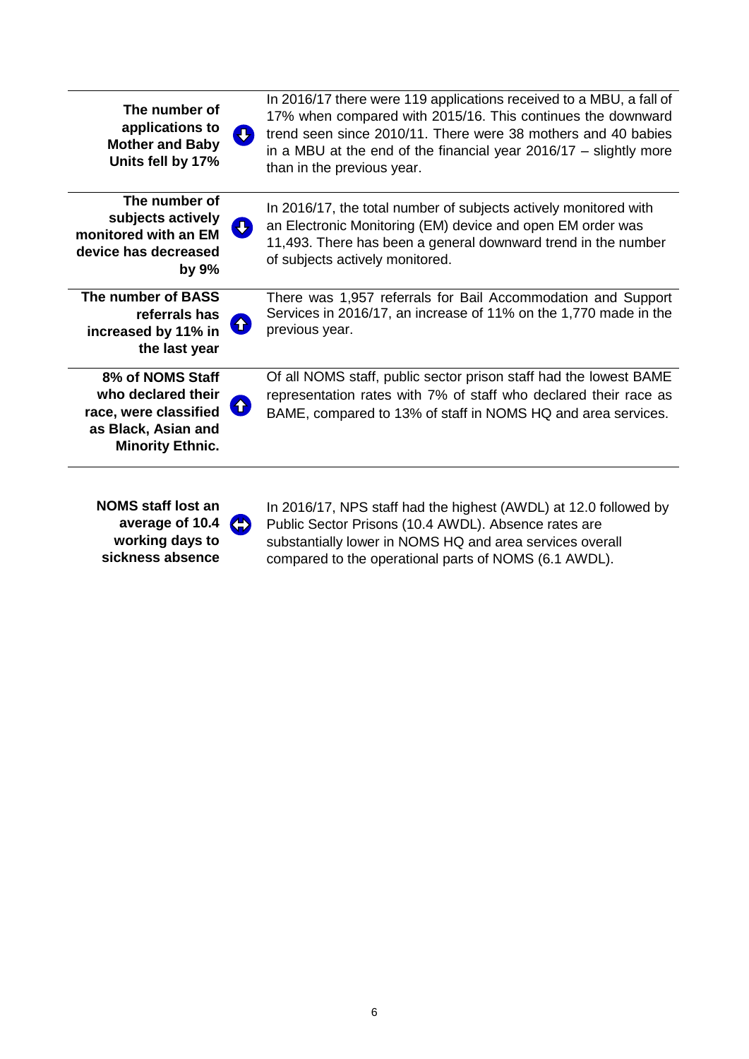| | | |
|---|---|---|
| **The number of applications to Mother and Baby Units fell by 17%** | ⬇ | In 2016/17 there were 119 applications received to a MBU, a fall of 17% when compared with 2015/16. This continues the downward trend seen since 2010/11. There were 38 mothers and 40 babies in a MBU at the end of the financial year 2016/17 – slightly more than in the previous year. |
| **The number of subjects actively monitored with an EM device has decreased by 9%** | ⬇ | In 2016/17, the total number of subjects actively monitored with an Electronic Monitoring (EM) device and open EM order was 11,493. There has been a general downward trend in the number of subjects actively monitored. |
| **The number of BASS referrals has increased by 11% in the last year** | ⬆ | There was 1,957 referrals for Bail Accommodation and Support Services in 2016/17, an increase of 11% on the 1,770 made in the previous year. |
| **8% of NOMS Staff who declared their race, were classified as Black, Asian and Minority Ethnic.** | ⬆ | Of all NOMS staff, public sector prison staff had the lowest BAME representation rates with 7% of staff who declared their race as BAME, compared to 13% of staff in NOMS HQ and area services. |
| **NOMS staff lost an average of 10.4 working days to sickness absence** | ⬌ | In 2016/17, NPS staff had the highest (AWDL) at 12.0 followed by Public Sector Prisons (10.4 AWDL). Absence rates are substantially lower in NOMS HQ and area services overall compared to the operational parts of NOMS (6.1 AWDL). |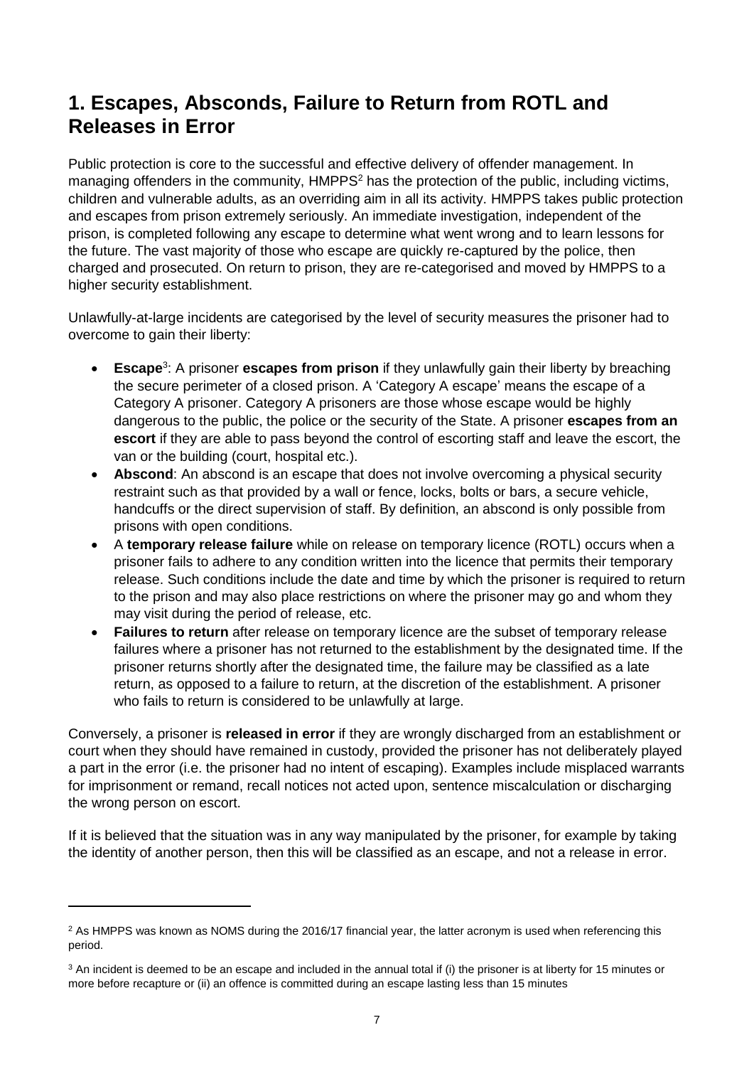## 1. Escapes, Absconds, Failure to Return from ROTL and Releases in Error

Public protection is core to the successful and effective delivery of offender management. In managing offenders in the community, HMPPS[2] has the protection of the public, including victims, children and vulnerable adults, as an overriding aim in all its activity. HMPPS takes public protection and escapes from prison extremely seriously. An immediate investigation, independent of the prison, is completed following any escape to determine what went wrong and to learn lessons for the future. The vast majority of those who escape are quickly re-captured by the police, then charged and prosecuted. On return to prison, they are re-categorised and moved by HMPPS to a higher security establishment.

Unlawfully-at-large incidents are categorised by the level of security measures the prisoner had to overcome to gain their liberty:

- **Escape**[3]: A prisoner **escapes from prison** if they unlawfully gain their liberty by breaching the secure perimeter of a closed prison. A 'Category A escape' means the escape of a Category A prisoner. Category A prisoners are those whose escape would be highly dangerous to the public, the police or the security of the State. A prisoner **escapes from an escort** if they are able to pass beyond the control of escorting staff and leave the escort, the van or the building (court, hospital etc.).
- **Abscond**: An abscond is an escape that does not involve overcoming a physical security restraint such as that provided by a wall or fence, locks, bolts or bars, a secure vehicle, handcuffs or the direct supervision of staff. By definition, an abscond is only possible from prisons with open conditions.
- A **temporary release failure** while on release on temporary licence (ROTL) occurs when a prisoner fails to adhere to any condition written into the licence that permits their temporary release. Such conditions include the date and time by which the prisoner is required to return to the prison and may also place restrictions on where the prisoner may go and whom they may visit during the period of release, etc.
- **Failures to return** after release on temporary licence are the subset of temporary release failures where a prisoner has not returned to the establishment by the designated time. If the prisoner returns shortly after the designated time, the failure may be classified as a late return, as opposed to a failure to return, at the discretion of the establishment. A prisoner who fails to return is considered to be unlawfully at large.

Conversely, a prisoner is **released in error** if they are wrongly discharged from an establishment or court when they should have remained in custody, provided the prisoner has not deliberately played a part in the error (i.e. the prisoner had no intent of escaping). Examples include misplaced warrants for imprisonment or remand, recall notices not acted upon, sentence miscalculation or discharging the wrong person on escort.

If it is believed that the situation was in any way manipulated by the prisoner, for example by taking the identity of another person, then this will be classified as an escape, and not a release in error.

---

[2] As HMPPS was known as NOMS during the 2016/17 financial year, the latter acronym is used when referencing this period.

[3] An incident is deemed to be an escape and included in the annual total if (i) the prisoner is at liberty for 15 minutes or more before recapture or (ii) an offence is committed during an escape lasting less than 15 minutes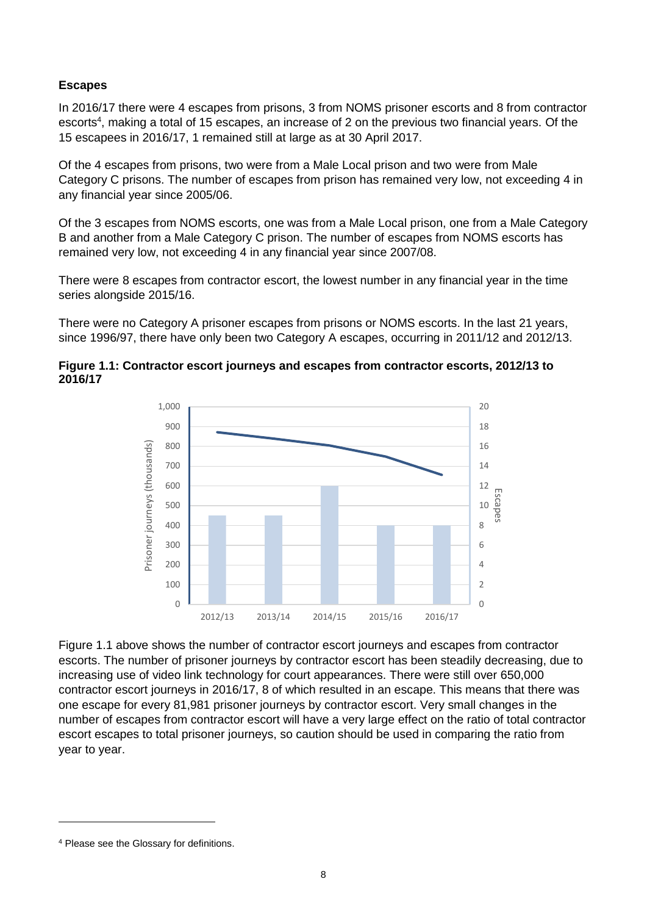**Escapes**

In 2016/17 there were 4 escapes from prisons, 3 from NOMS prisoner escorts and 8 from contractor escorts[4], making a total of 15 escapes, an increase of 2 on the previous two financial years. Of the 15 escapees in 2016/17, 1 remained still at large as at 30 April 2017.

Of the 4 escapes from prisons, two were from a Male Local prison and two were from Male Category C prisons. The number of escapes from prison has remained very low, not exceeding 4 in any financial year since 2005/06.

Of the 3 escapes from NOMS escorts, one was from a Male Local prison, one from a Male Category B and another from a Male Category C prison. The number of escapes from NOMS escorts has remained very low, not exceeding 4 in any financial year since 2007/08.

There were 8 escapes from contractor escort, the lowest number in any financial year in the time series alongside 2015/16.

There were no Category A prisoner escapes from prisons or NOMS escorts. In the last 21 years, since 1996/97, there have only been two Category A escapes, occurring in 2011/12 and 2012/13.

**Figure 1.1: Contractor escort journeys and escapes from contractor escorts, 2012/13 to 2016/17**

Figure 1.1 above shows the number of contractor escort journeys and escapes from contractor escorts. The number of prisoner journeys by contractor escort has been steadily decreasing, due to increasing use of video link technology for court appearances. There were still over 650,000 contractor escort journeys in 2016/17, 8 of which resulted in an escape. This means that there was one escape for every 81,981 prisoner journeys by contractor escort. Very small changes in the number of escapes from contractor escort will have a very large effect on the ratio of total contractor escort escapes to total prisoner journeys, so caution should be used in comparing the ratio from year to year.

[4] Please see the Glossary for definitions.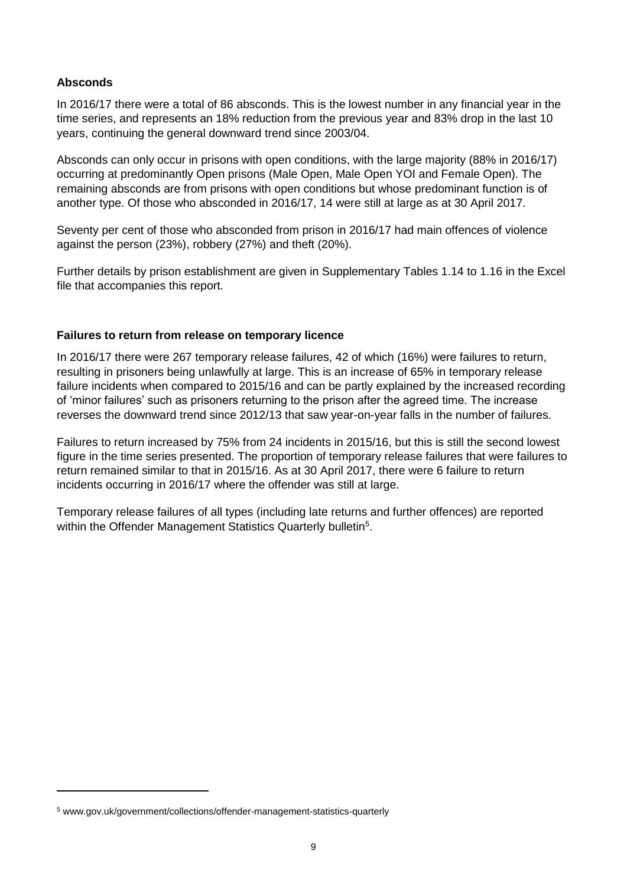### Absconds

In 2016/17 there were a total of 86 absconds. This is the lowest number in any financial year in the time series, and represents an 18% reduction from the previous year and 83% drop in the last 10 years, continuing the general downward trend since 2003/04.

Absconds can only occur in prisons with open conditions, with the large majority (88% in 2016/17) occurring at predominantly Open prisons (Male Open, Male Open YOI and Female Open). The remaining absconds are from prisons with open conditions but whose predominant function is of another type. Of those who absconded in 2016/17, 14 were still at large as at 30 April 2017.

Seventy per cent of those who absconded from prison in 2016/17 had main offences of violence against the person (23%), robbery (27%) and theft (20%).

Further details by prison establishment are given in Supplementary Tables 1.14 to 1.16 in the Excel file that accompanies this report.

### Failures to return from release on temporary licence

In 2016/17 there were 267 temporary release failures, 42 of which (16%) were failures to return, resulting in prisoners being unlawfully at large. This is an increase of 65% in temporary release failure incidents when compared to 2015/16 and can be partly explained by the increased recording of 'minor failures' such as prisoners returning to the prison after the agreed time. The increase reverses the downward trend since 2012/13 that saw year-on-year falls in the number of failures.

Failures to return increased by 75% from 24 incidents in 2015/16, but this is still the second lowest figure in the time series presented. The proportion of temporary release failures that were failures to return remained similar to that in 2015/16. As at 30 April 2017, there were 6 failure to return incidents occurring in 2016/17 where the offender was still at large.

Temporary release failures of all types (including late returns and further offences) are reported within the Offender Management Statistics Quarterly bulletin[5].

[5] www.gov.uk/government/collections/offender-management-statistics-quarterly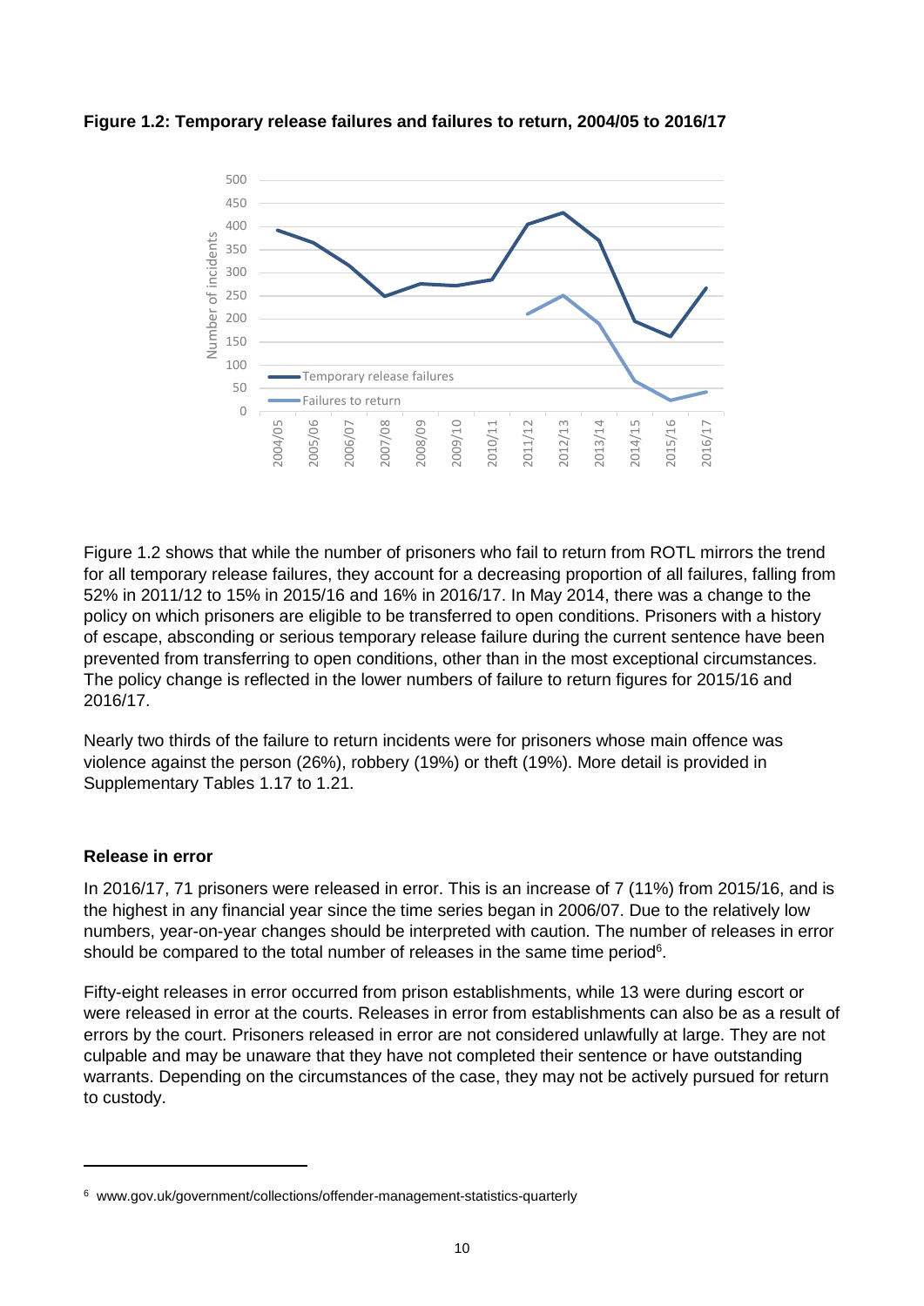**Figure 1.2: Temporary release failures and failures to return, 2004/05 to 2016/17**

Figure 1.2 shows that while the number of prisoners who fail to return from ROTL mirrors the trend for all temporary release failures, they account for a decreasing proportion of all failures, falling from 52% in 2011/12 to 15% in 2015/16 and 16% in 2016/17. In May 2014, there was a change to the policy on which prisoners are eligible to be transferred to open conditions. Prisoners with a history of escape, absconding or serious temporary release failure during the current sentence have been prevented from transferring to open conditions, other than in the most exceptional circumstances. The policy change is reflected in the lower numbers of failure to return figures for 2015/16 and 2016/17.

Nearly two thirds of the failure to return incidents were for prisoners whose main offence was violence against the person (26%), robbery (19%) or theft (19%). More detail is provided in Supplementary Tables 1.17 to 1.21.

### Release in error

In 2016/17, 71 prisoners were released in error. This is an increase of 7 (11%) from 2015/16, and is the highest in any financial year since the time series began in 2006/07. Due to the relatively low numbers, year-on-year changes should be interpreted with caution. The number of releases in error should be compared to the total number of releases in the same time period[6].

Fifty-eight releases in error occurred from prison establishments, while 13 were during escort or were released in error at the courts. Releases in error from establishments can also be as a result of errors by the court. Prisoners released in error are not considered unlawfully at large. They are not culpable and may be unaware that they have not completed their sentence or have outstanding warrants. Depending on the circumstances of the case, they may not be actively pursued for return to custody.

---

[6] www.gov.uk/government/collections/offender-management-statistics-quarterly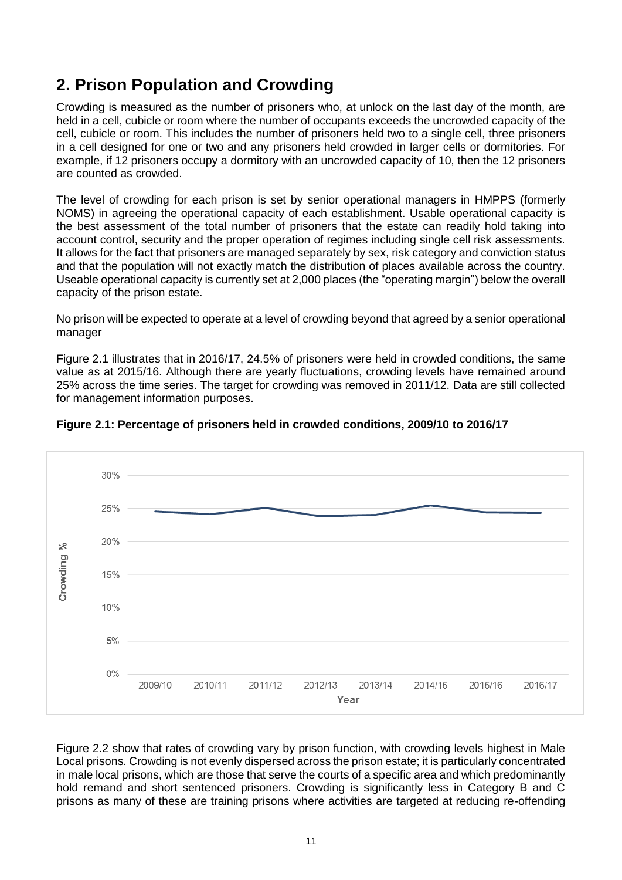## 2. Prison Population and Crowding

Crowding is measured as the number of prisoners who, at unlock on the last day of the month, are held in a cell, cubicle or room where the number of occupants exceeds the uncrowded capacity of the cell, cubicle or room. This includes the number of prisoners held two to a single cell, three prisoners in a cell designed for one or two and any prisoners held crowded in larger cells or dormitories. For example, if 12 prisoners occupy a dormitory with an uncrowded capacity of 10, then the 12 prisoners are counted as crowded.

The level of crowding for each prison is set by senior operational managers in HMPPS (formerly NOMS) in agreeing the operational capacity of each establishment. Usable operational capacity is the best assessment of the total number of prisoners that the estate can readily hold taking into account control, security and the proper operation of regimes including single cell risk assessments. It allows for the fact that prisoners are managed separately by sex, risk category and conviction status and that the population will not exactly match the distribution of places available across the country. Useable operational capacity is currently set at 2,000 places (the "operating margin") below the overall capacity of the prison estate.

No prison will be expected to operate at a level of crowding beyond that agreed by a senior operational manager

Figure 2.1 illustrates that in 2016/17, 24.5% of prisoners were held in crowded conditions, the same value as at 2015/16. Although there are yearly fluctuations, crowding levels have remained around 25% across the time series. The target for crowding was removed in 2011/12. Data are still collected for management information purposes.

**Figure 2.1: Percentage of prisoners held in crowded conditions, 2009/10 to 2016/17**

Figure 2.2 show that rates of crowding vary by prison function, with crowding levels highest in Male Local prisons. Crowding is not evenly dispersed across the prison estate; it is particularly concentrated in male local prisons, which are those that serve the courts of a specific area and which predominantly hold remand and short sentenced prisoners. Crowding is significantly less in Category B and C prisons as many of these are training prisons where activities are targeted at reducing re-offending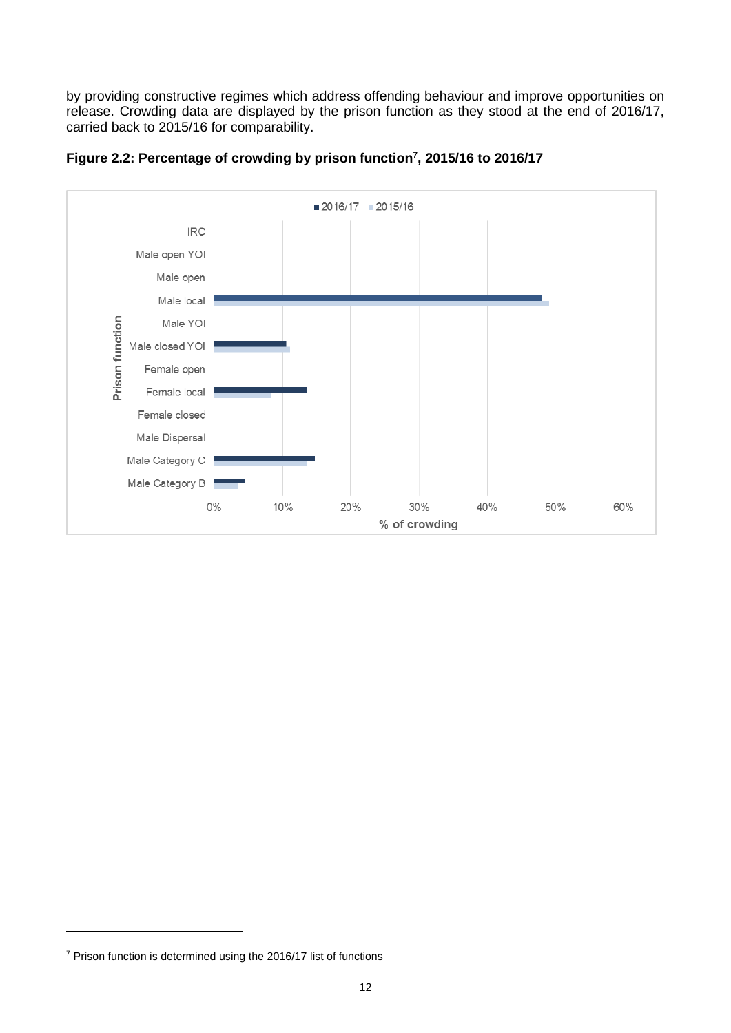by providing constructive regimes which address offending behaviour and improve opportunities on release. Crowding data are displayed by the prison function as they stood at the end of 2016/17, carried back to 2015/16 for comparability.

**Figure 2.2: Percentage of crowding by prison function[7], 2015/16 to 2016/17**

[7] Prison function is determined using the 2016/17 list of functions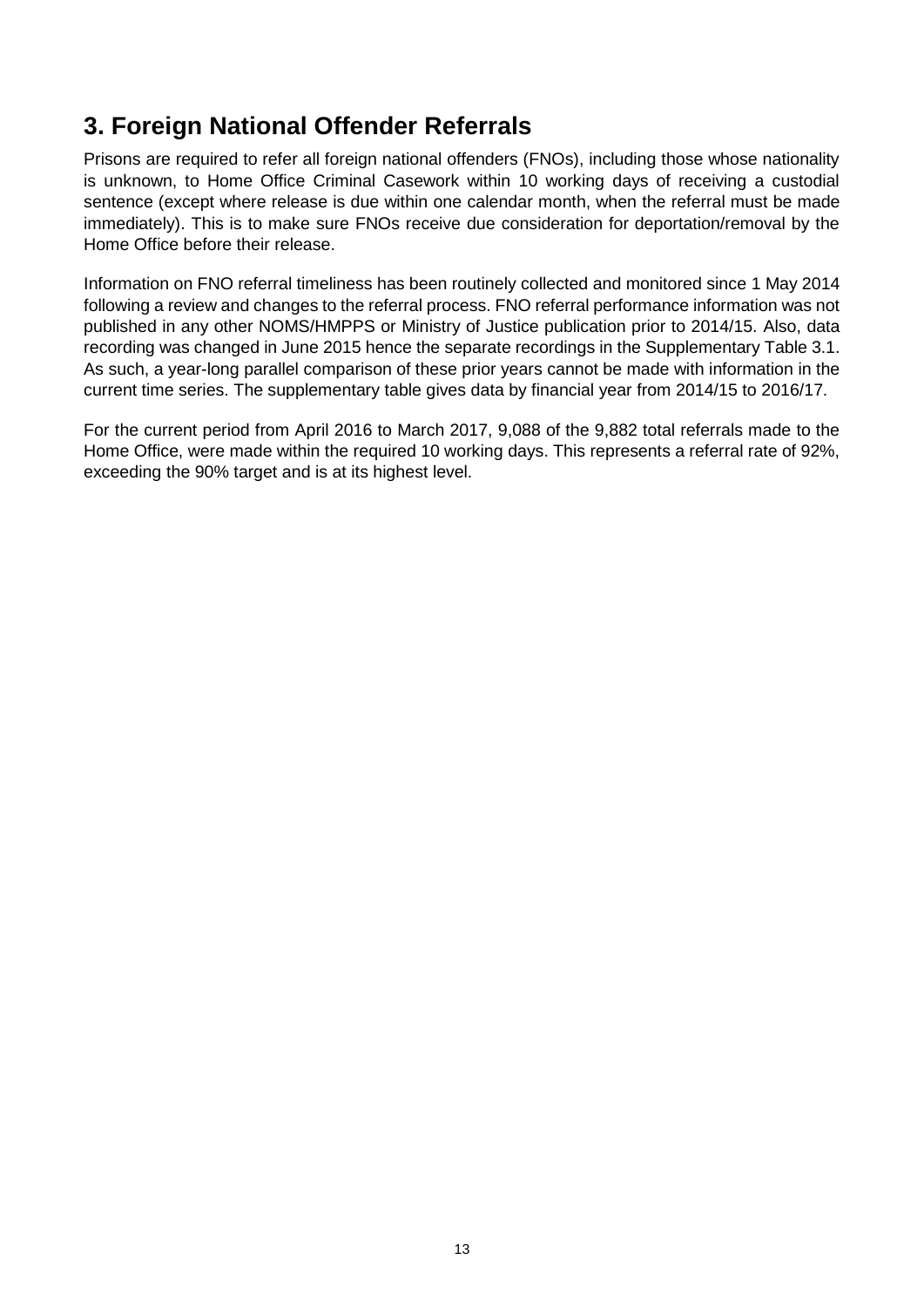## 3. Foreign National Offender Referrals

Prisons are required to refer all foreign national offenders (FNOs), including those whose nationality is unknown, to Home Office Criminal Casework within 10 working days of receiving a custodial sentence (except where release is due within one calendar month, when the referral must be made immediately). This is to make sure FNOs receive due consideration for deportation/removal by the Home Office before their release.

Information on FNO referral timeliness has been routinely collected and monitored since 1 May 2014 following a review and changes to the referral process. FNO referral performance information was not published in any other NOMS/HMPPS or Ministry of Justice publication prior to 2014/15. Also, data recording was changed in June 2015 hence the separate recordings in the Supplementary Table 3.1. As such, a year-long parallel comparison of these prior years cannot be made with information in the current time series. The supplementary table gives data by financial year from 2014/15 to 2016/17.

For the current period from April 2016 to March 2017, 9,088 of the 9,882 total referrals made to the Home Office, were made within the required 10 working days. This represents a referral rate of 92%, exceeding the 90% target and is at its highest level.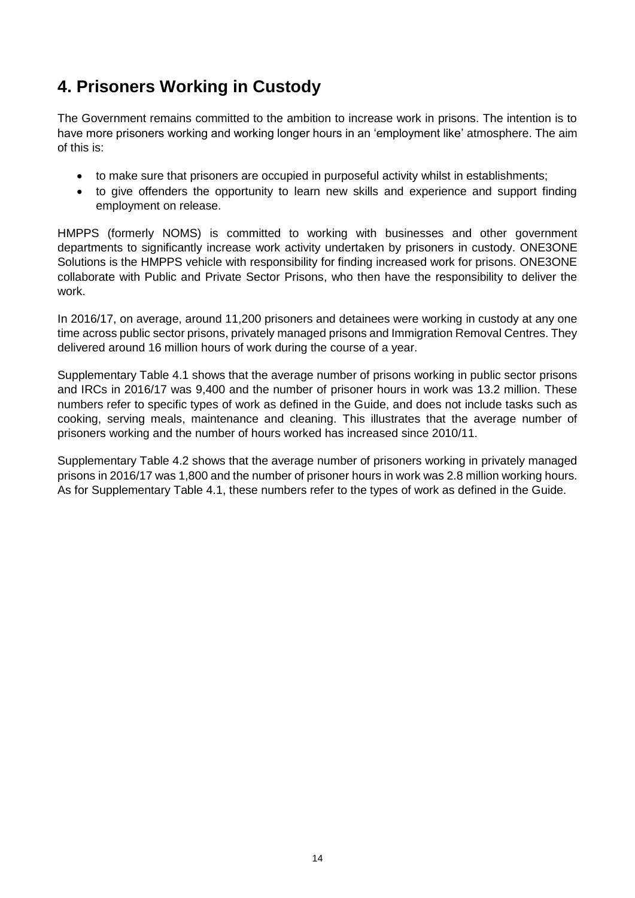# 4. Prisoners Working in Custody

The Government remains committed to the ambition to increase work in prisons. The intention is to have more prisoners working and working longer hours in an 'employment like' atmosphere. The aim of this is:

- to make sure that prisoners are occupied in purposeful activity whilst in establishments;
- to give offenders the opportunity to learn new skills and experience and support finding employment on release.

HMPPS (formerly NOMS) is committed to working with businesses and other government departments to significantly increase work activity undertaken by prisoners in custody. ONE3ONE Solutions is the HMPPS vehicle with responsibility for finding increased work for prisons. ONE3ONE collaborate with Public and Private Sector Prisons, who then have the responsibility to deliver the work.

In 2016/17, on average, around 11,200 prisoners and detainees were working in custody at any one time across public sector prisons, privately managed prisons and Immigration Removal Centres. They delivered around 16 million hours of work during the course of a year.

Supplementary Table 4.1 shows that the average number of prisons working in public sector prisons and IRCs in 2016/17 was 9,400 and the number of prisoner hours in work was 13.2 million. These numbers refer to specific types of work as defined in the Guide, and does not include tasks such as cooking, serving meals, maintenance and cleaning. This illustrates that the average number of prisoners working and the number of hours worked has increased since 2010/11.

Supplementary Table 4.2 shows that the average number of prisoners working in privately managed prisons in 2016/17 was 1,800 and the number of prisoner hours in work was 2.8 million working hours. As for Supplementary Table 4.1, these numbers refer to the types of work as defined in the Guide.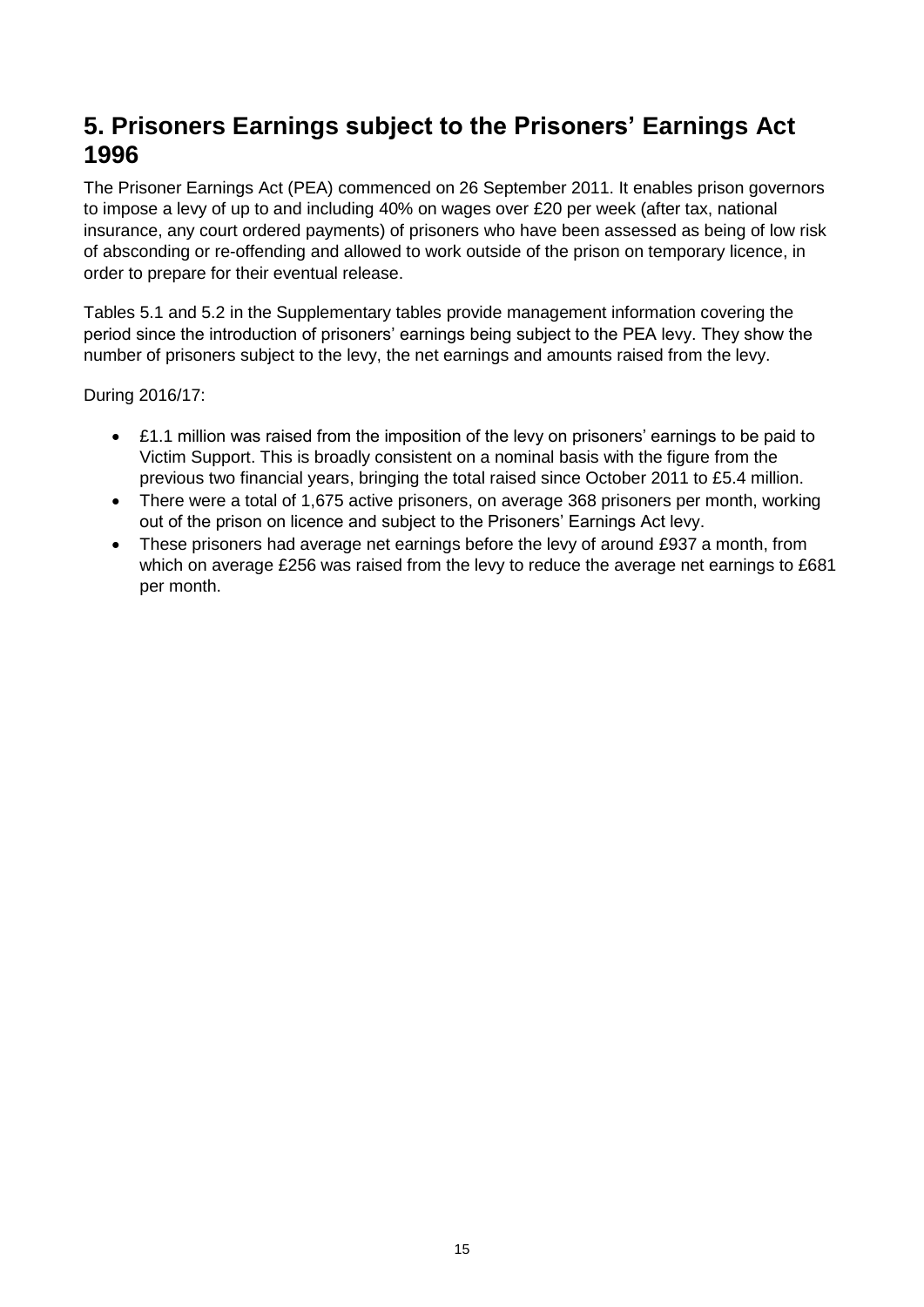# 5. Prisoners Earnings subject to the Prisoners' Earnings Act 1996

The Prisoner Earnings Act (PEA) commenced on 26 September 2011. It enables prison governors to impose a levy of up to and including 40% on wages over £20 per week (after tax, national insurance, any court ordered payments) of prisoners who have been assessed as being of low risk of absconding or re-offending and allowed to work outside of the prison on temporary licence, in order to prepare for their eventual release.

Tables 5.1 and 5.2 in the Supplementary tables provide management information covering the period since the introduction of prisoners' earnings being subject to the PEA levy. They show the number of prisoners subject to the levy, the net earnings and amounts raised from the levy.

During 2016/17:

- £1.1 million was raised from the imposition of the levy on prisoners' earnings to be paid to Victim Support. This is broadly consistent on a nominal basis with the figure from the previous two financial years, bringing the total raised since October 2011 to £5.4 million.
- There were a total of 1,675 active prisoners, on average 368 prisoners per month, working out of the prison on licence and subject to the Prisoners' Earnings Act levy.
- These prisoners had average net earnings before the levy of around £937 a month, from which on average £256 was raised from the levy to reduce the average net earnings to £681 per month.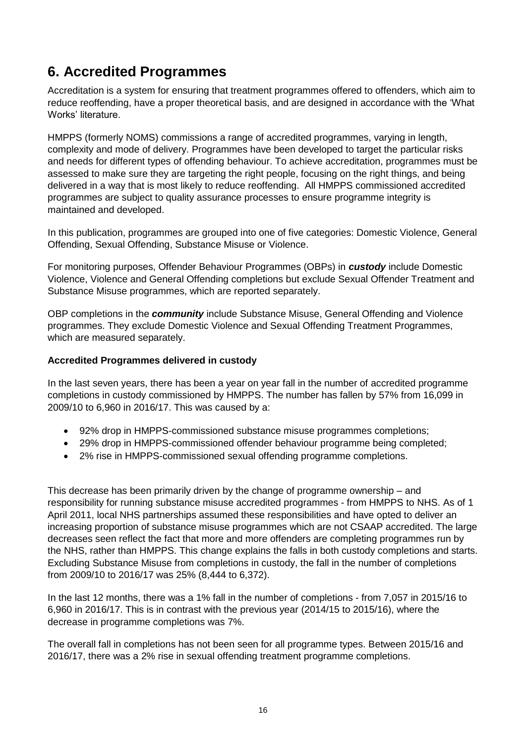# 6. Accredited Programmes

Accreditation is a system for ensuring that treatment programmes offered to offenders, which aim to reduce reoffending, have a proper theoretical basis, and are designed in accordance with the 'What Works' literature.

HMPPS (formerly NOMS) commissions a range of accredited programmes, varying in length, complexity and mode of delivery. Programmes have been developed to target the particular risks and needs for different types of offending behaviour. To achieve accreditation, programmes must be assessed to make sure they are targeting the right people, focusing on the right things, and being delivered in a way that is most likely to reduce reoffending. All HMPPS commissioned accredited programmes are subject to quality assurance processes to ensure programme integrity is maintained and developed.

In this publication, programmes are grouped into one of five categories: Domestic Violence, General Offending, Sexual Offending, Substance Misuse or Violence.

For monitoring purposes, Offender Behaviour Programmes (OBPs) in ***custody*** include Domestic Violence, Violence and General Offending completions but exclude Sexual Offender Treatment and Substance Misuse programmes, which are reported separately.

OBP completions in the ***community*** include Substance Misuse, General Offending and Violence programmes. They exclude Domestic Violence and Sexual Offending Treatment Programmes, which are measured separately.

**Accredited Programmes delivered in custody**

In the last seven years, there has been a year on year fall in the number of accredited programme completions in custody commissioned by HMPPS. The number has fallen by 57% from 16,099 in 2009/10 to 6,960 in 2016/17. This was caused by a:

- 92% drop in HMPPS-commissioned substance misuse programmes completions;
- 29% drop in HMPPS-commissioned offender behaviour programme being completed;
- 2% rise in HMPPS-commissioned sexual offending programme completions.

This decrease has been primarily driven by the change of programme ownership – and responsibility for running substance misuse accredited programmes - from HMPPS to NHS. As of 1 April 2011, local NHS partnerships assumed these responsibilities and have opted to deliver an increasing proportion of substance misuse programmes which are not CSAAP accredited. The large decreases seen reflect the fact that more and more offenders are completing programmes run by the NHS, rather than HMPPS. This change explains the falls in both custody completions and starts. Excluding Substance Misuse from completions in custody, the fall in the number of completions from 2009/10 to 2016/17 was 25% (8,444 to 6,372).

In the last 12 months, there was a 1% fall in the number of completions - from 7,057 in 2015/16 to 6,960 in 2016/17. This is in contrast with the previous year (2014/15 to 2015/16), where the decrease in programme completions was 7%.

The overall fall in completions has not been seen for all programme types. Between 2015/16 and 2016/17, there was a 2% rise in sexual offending treatment programme completions.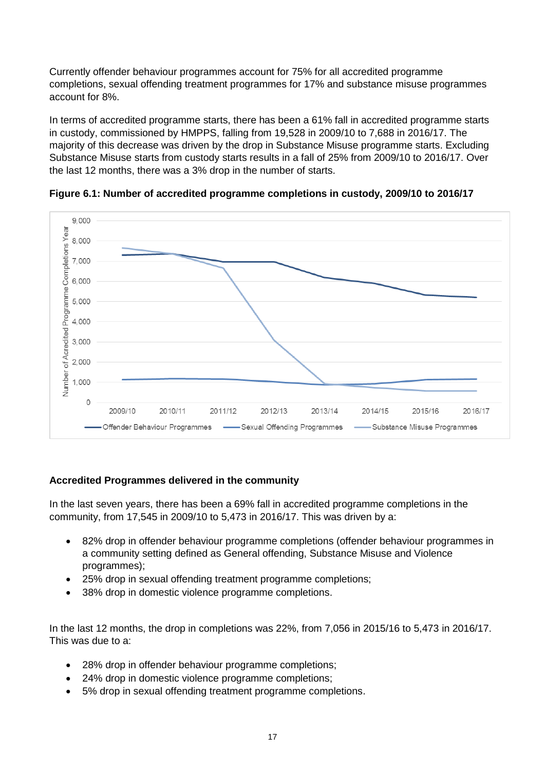Currently offender behaviour programmes account for 75% for all accredited programme completions, sexual offending treatment programmes for 17% and substance misuse programmes account for 8%.

In terms of accredited programme starts, there has been a 61% fall in accredited programme starts in custody, commissioned by HMPPS, falling from 19,528 in 2009/10 to 7,688 in 2016/17. The majority of this decrease was driven by the drop in Substance Misuse programme starts. Excluding Substance Misuse starts from custody starts results in a fall of 25% from 2009/10 to 2016/17. Over the last 12 months, there was a 3% drop in the number of starts.

**Figure 6.1: Number of accredited programme completions in custody, 2009/10 to 2016/17**

### Accredited Programmes delivered in the community

In the last seven years, there has been a 69% fall in accredited programme completions in the community, from 17,545 in 2009/10 to 5,473 in 2016/17. This was driven by a:

- 82% drop in offender behaviour programme completions (offender behaviour programmes in a community setting defined as General offending, Substance Misuse and Violence programmes);
- 25% drop in sexual offending treatment programme completions;
- 38% drop in domestic violence programme completions.

In the last 12 months, the drop in completions was 22%, from 7,056 in 2015/16 to 5,473 in 2016/17. This was due to a:

- 28% drop in offender behaviour programme completions;
- 24% drop in domestic violence programme completions;
- 5% drop in sexual offending treatment programme completions.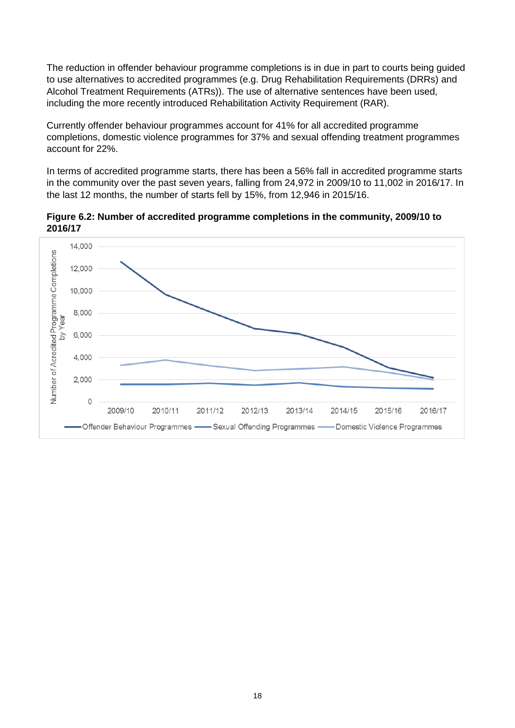The reduction in offender behaviour programme completions is in due in part to courts being guided to use alternatives to accredited programmes (e.g. Drug Rehabilitation Requirements (DRRs) and Alcohol Treatment Requirements (ATRs)). The use of alternative sentences have been used, including the more recently introduced Rehabilitation Activity Requirement (RAR).

Currently offender behaviour programmes account for 41% for all accredited programme completions, domestic violence programmes for 37% and sexual offending treatment programmes account for 22%.

In terms of accredited programme starts, there has been a 56% fall in accredited programme starts in the community over the past seven years, falling from 24,972 in 2009/10 to 11,002 in 2016/17. In the last 12 months, the number of starts fell by 15%, from 12,946 in 2015/16.

**Figure 6.2: Number of accredited programme completions in the community, 2009/10 to 2016/17**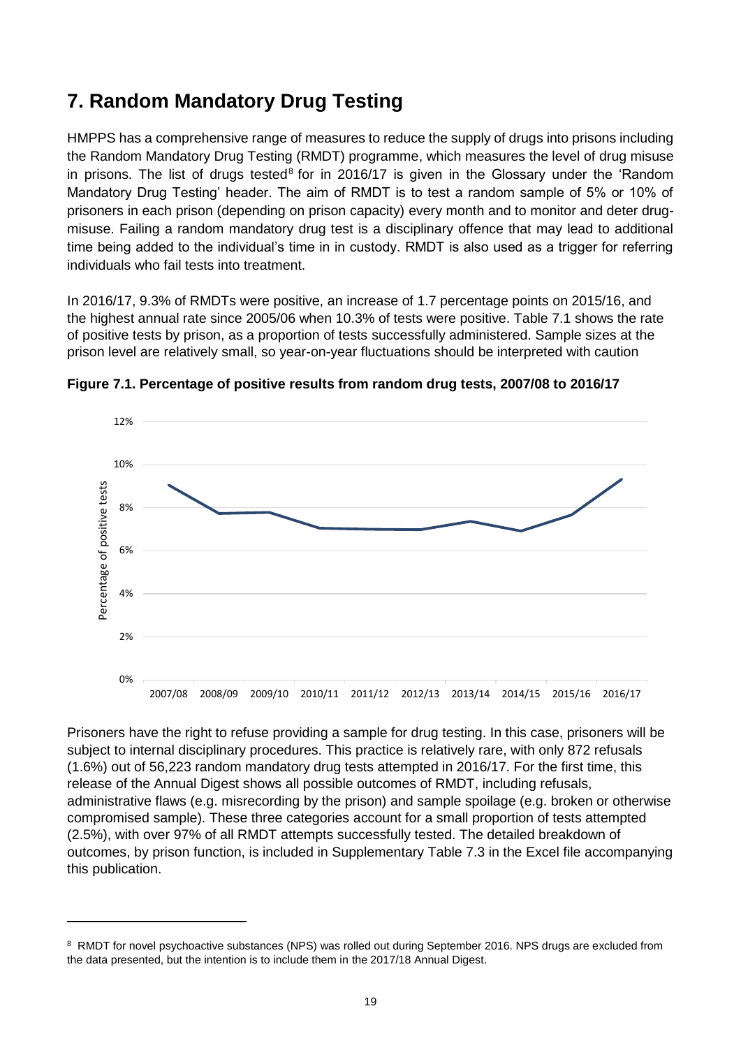# 7. Random Mandatory Drug Testing

HMPPS has a comprehensive range of measures to reduce the supply of drugs into prisons including the Random Mandatory Drug Testing (RMDT) programme, which measures the level of drug misuse in prisons. The list of drugs tested[8] for in 2016/17 is given in the Glossary under the 'Random Mandatory Drug Testing' header. The aim of RMDT is to test a random sample of 5% or 10% of prisoners in each prison (depending on prison capacity) every month and to monitor and deter drug-misuse. Failing a random mandatory drug test is a disciplinary offence that may lead to additional time being added to the individual's time in in custody. RMDT is also used as a trigger for referring individuals who fail tests into treatment.

In 2016/17, 9.3% of RMDTs were positive, an increase of 1.7 percentage points on 2015/16, and the highest annual rate since 2005/06 when 10.3% of tests were positive. Table 7.1 shows the rate of positive tests by prison, as a proportion of tests successfully administered. Sample sizes at the prison level are relatively small, so year-on-year fluctuations should be interpreted with caution

**Figure 7.1. Percentage of positive results from random drug tests, 2007/08 to 2016/17**

Prisoners have the right to refuse providing a sample for drug testing. In this case, prisoners will be subject to internal disciplinary procedures. This practice is relatively rare, with only 872 refusals (1.6%) out of 56,223 random mandatory drug tests attempted in 2016/17. For the first time, this release of the Annual Digest shows all possible outcomes of RMDT, including refusals, administrative flaws (e.g. misrecording by the prison) and sample spoilage (e.g. broken or otherwise compromised sample). These three categories account for a small proportion of tests attempted (2.5%), with over 97% of all RMDT attempts successfully tested. The detailed breakdown of outcomes, by prison function, is included in Supplementary Table 7.3 in the Excel file accompanying this publication.

---

[8] RMDT for novel psychoactive substances (NPS) was rolled out during September 2016. NPS drugs are excluded from the data presented, but the intention is to include them in the 2017/18 Annual Digest.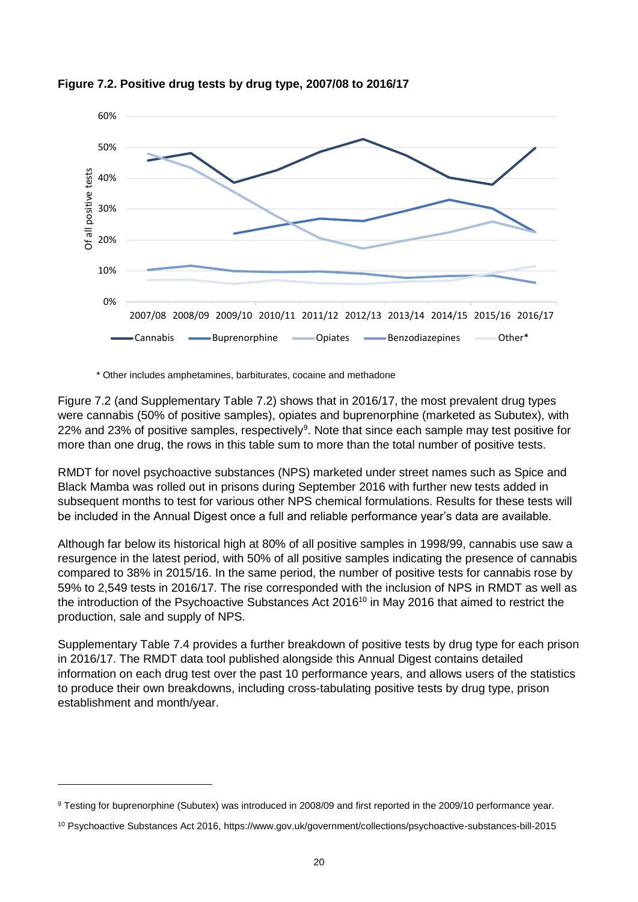**Figure 7.2. Positive drug tests by drug type, 2007/08 to 2016/17**

\* Other includes amphetamines, barbiturates, cocaine and methadone

Figure 7.2 (and Supplementary Table 7.2) shows that in 2016/17, the most prevalent drug types were cannabis (50% of positive samples), opiates and buprenorphine (marketed as Subutex), with 22% and 23% of positive samples, respectively[9]. Note that since each sample may test positive for more than one drug, the rows in this table sum to more than the total number of positive tests.

RMDT for novel psychoactive substances (NPS) marketed under street names such as Spice and Black Mamba was rolled out in prisons during September 2016 with further new tests added in subsequent months to test for various other NPS chemical formulations. Results for these tests will be included in the Annual Digest once a full and reliable performance year's data are available.

Although far below its historical high at 80% of all positive samples in 1998/99, cannabis use saw a resurgence in the latest period, with 50% of all positive samples indicating the presence of cannabis compared to 38% in 2015/16. In the same period, the number of positive tests for cannabis rose by 59% to 2,549 tests in 2016/17. The rise corresponded with the inclusion of NPS in RMDT as well as the introduction of the Psychoactive Substances Act 2016[10] in May 2016 that aimed to restrict the production, sale and supply of NPS.

Supplementary Table 7.4 provides a further breakdown of positive tests by drug type for each prison in 2016/17. The RMDT data tool published alongside this Annual Digest contains detailed information on each drug test over the past 10 performance years, and allows users of the statistics to produce their own breakdowns, including cross-tabulating positive tests by drug type, prison establishment and month/year.

---

[9] Testing for buprenorphine (Subutex) was introduced in 2008/09 and first reported in the 2009/10 performance year.

[10] Psychoactive Substances Act 2016, https://www.gov.uk/government/collections/psychoactive-substances-bill-2015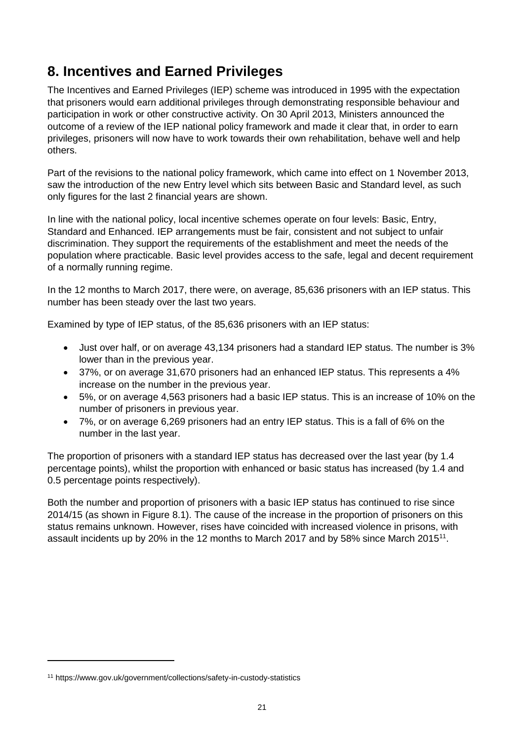# 8. Incentives and Earned Privileges

The Incentives and Earned Privileges (IEP) scheme was introduced in 1995 with the expectation that prisoners would earn additional privileges through demonstrating responsible behaviour and participation in work or other constructive activity. On 30 April 2013, Ministers announced the outcome of a review of the IEP national policy framework and made it clear that, in order to earn privileges, prisoners will now have to work towards their own rehabilitation, behave well and help others.

Part of the revisions to the national policy framework, which came into effect on 1 November 2013, saw the introduction of the new Entry level which sits between Basic and Standard level, as such only figures for the last 2 financial years are shown.

In line with the national policy, local incentive schemes operate on four levels: Basic, Entry, Standard and Enhanced. IEP arrangements must be fair, consistent and not subject to unfair discrimination. They support the requirements of the establishment and meet the needs of the population where practicable. Basic level provides access to the safe, legal and decent requirement of a normally running regime.

In the 12 months to March 2017, there were, on average, 85,636 prisoners with an IEP status. This number has been steady over the last two years.

Examined by type of IEP status, of the 85,636 prisoners with an IEP status:

- Just over half, or on average 43,134 prisoners had a standard IEP status. The number is 3% lower than in the previous year.
- 37%, or on average 31,670 prisoners had an enhanced IEP status. This represents a 4% increase on the number in the previous year.
- 5%, or on average 4,563 prisoners had a basic IEP status. This is an increase of 10% on the number of prisoners in previous year.
- 7%, or on average 6,269 prisoners had an entry IEP status. This is a fall of 6% on the number in the last year.

The proportion of prisoners with a standard IEP status has decreased over the last year (by 1.4 percentage points), whilst the proportion with enhanced or basic status has increased (by 1.4 and 0.5 percentage points respectively).

Both the number and proportion of prisoners with a basic IEP status has continued to rise since 2014/15 (as shown in Figure 8.1). The cause of the increase in the proportion of prisoners on this status remains unknown. However, rises have coincided with increased violence in prisons, with assault incidents up by 20% in the 12 months to March 2017 and by 58% since March 2015[11].

[11] https://www.gov.uk/government/collections/safety-in-custody-statistics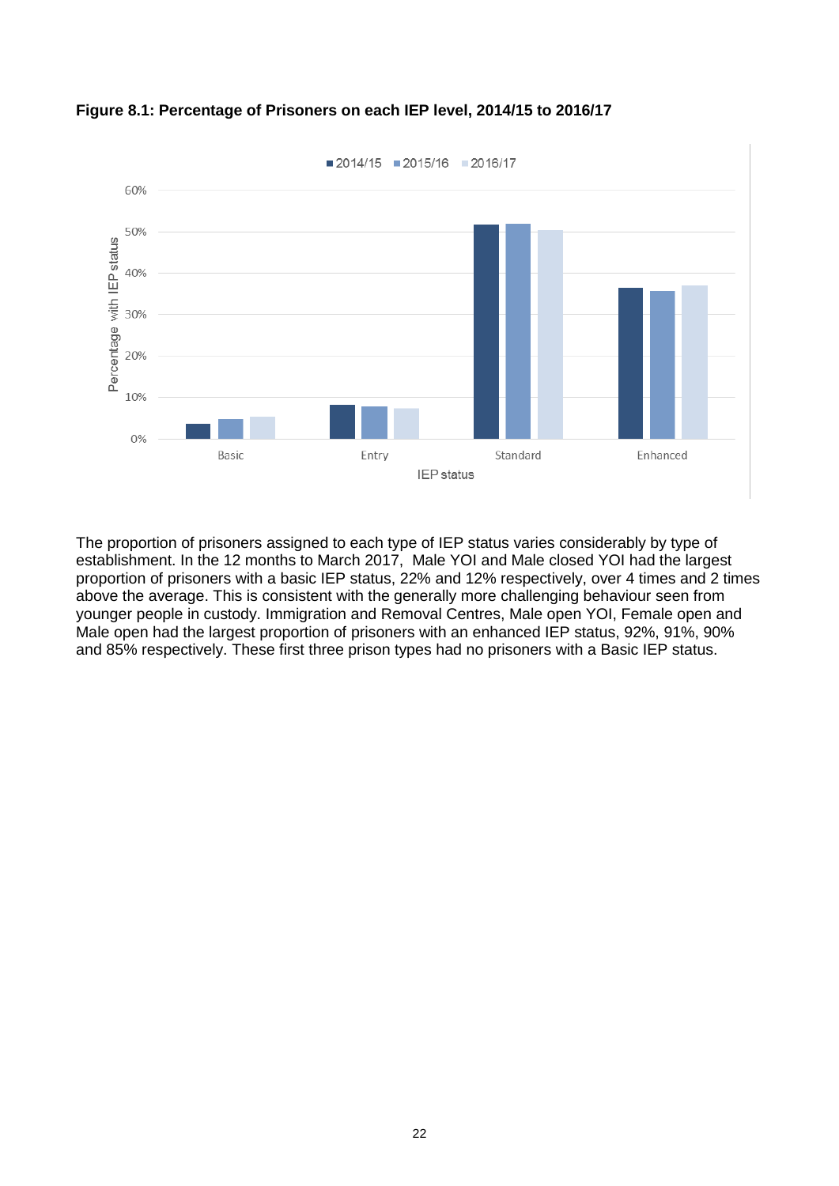**Figure 8.1: Percentage of Prisoners on each IEP level, 2014/15 to 2016/17**

The proportion of prisoners assigned to each type of IEP status varies considerably by type of establishment. In the 12 months to March 2017, Male YOI and Male closed YOI had the largest proportion of prisoners with a basic IEP status, 22% and 12% respectively, over 4 times and 2 times above the average. This is consistent with the generally more challenging behaviour seen from younger people in custody. Immigration and Removal Centres, Male open YOI, Female open and Male open had the largest proportion of prisoners with an enhanced IEP status, 92%, 91%, 90% and 85% respectively. These first three prison types had no prisoners with a Basic IEP status.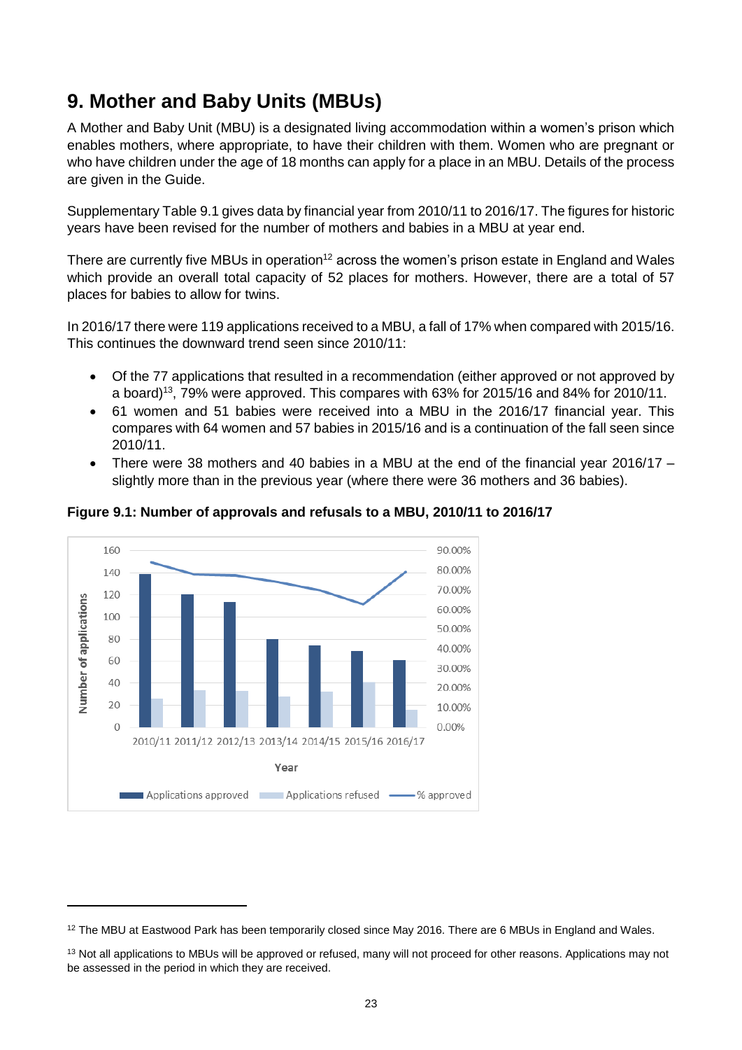# 9. Mother and Baby Units (MBUs)

A Mother and Baby Unit (MBU) is a designated living accommodation within a women's prison which enables mothers, where appropriate, to have their children with them. Women who are pregnant or who have children under the age of 18 months can apply for a place in an MBU. Details of the process are given in the Guide.

Supplementary Table 9.1 gives data by financial year from 2010/11 to 2016/17. The figures for historic years have been revised for the number of mothers and babies in a MBU at year end.

There are currently five MBUs in operation[12] across the women's prison estate in England and Wales which provide an overall total capacity of 52 places for mothers. However, there are a total of 57 places for babies to allow for twins.

In 2016/17 there were 119 applications received to a MBU, a fall of 17% when compared with 2015/16. This continues the downward trend seen since 2010/11:

- Of the 77 applications that resulted in a recommendation (either approved or not approved by a board)[13], 79% were approved. This compares with 63% for 2015/16 and 84% for 2010/11.
- 61 women and 51 babies were received into a MBU in the 2016/17 financial year. This compares with 64 women and 57 babies in 2015/16 and is a continuation of the fall seen since 2010/11.
- There were 38 mothers and 40 babies in a MBU at the end of the financial year 2016/17 – slightly more than in the previous year (where there were 36 mothers and 36 babies).

**Figure 9.1: Number of approvals and refusals to a MBU, 2010/11 to 2016/17**

[12] The MBU at Eastwood Park has been temporarily closed since May 2016. There are 6 MBUs in England and Wales.

[13] Not all applications to MBUs will be approved or refused, many will not proceed for other reasons. Applications may not be assessed in the period in which they are received.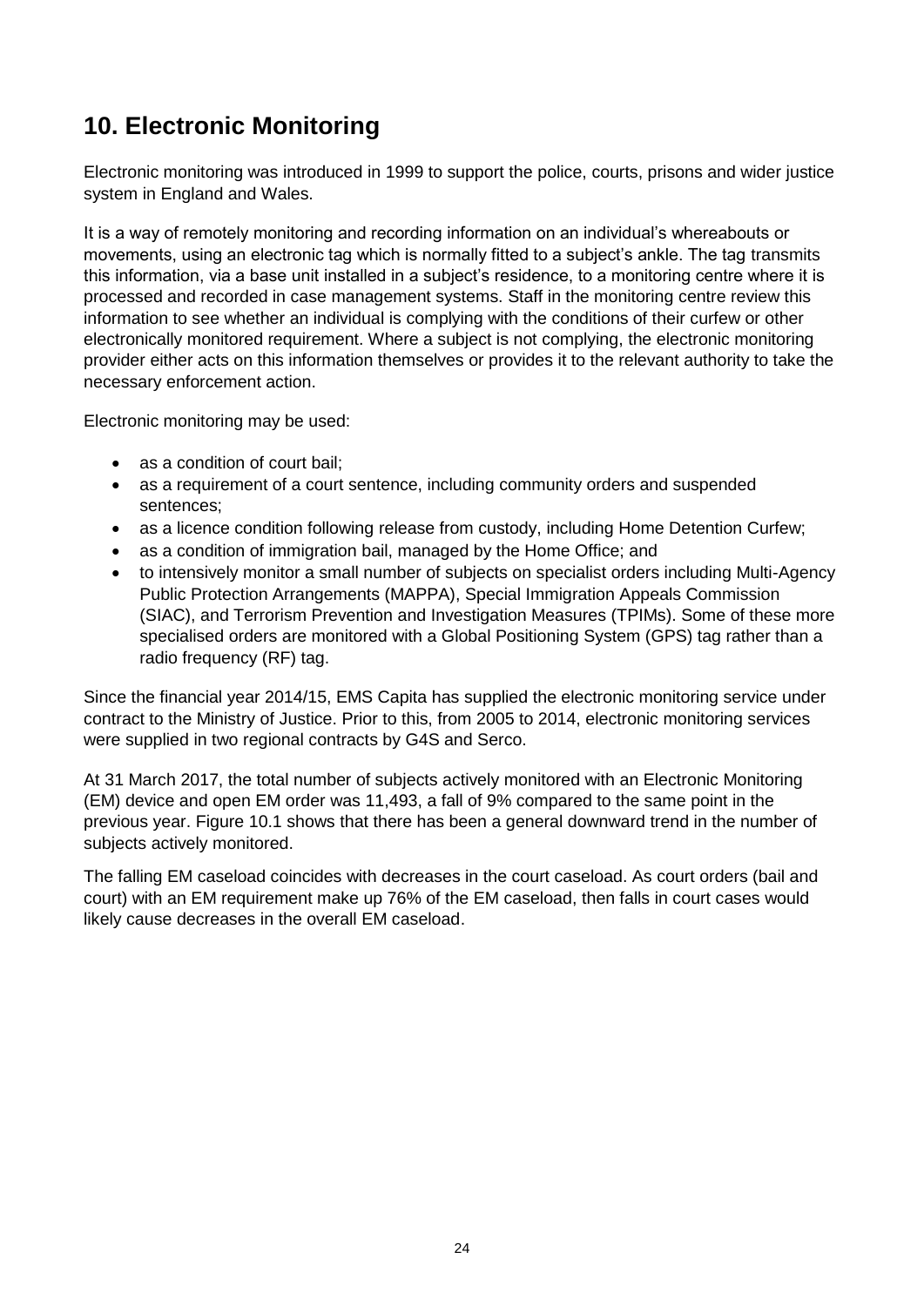## 10. Electronic Monitoring

Electronic monitoring was introduced in 1999 to support the police, courts, prisons and wider justice system in England and Wales.

It is a way of remotely monitoring and recording information on an individual's whereabouts or movements, using an electronic tag which is normally fitted to a subject's ankle. The tag transmits this information, via a base unit installed in a subject's residence, to a monitoring centre where it is processed and recorded in case management systems. Staff in the monitoring centre review this information to see whether an individual is complying with the conditions of their curfew or other electronically monitored requirement. Where a subject is not complying, the electronic monitoring provider either acts on this information themselves or provides it to the relevant authority to take the necessary enforcement action.

Electronic monitoring may be used:

- as a condition of court bail;
- as a requirement of a court sentence, including community orders and suspended sentences;
- as a licence condition following release from custody, including Home Detention Curfew;
- as a condition of immigration bail, managed by the Home Office; and
- to intensively monitor a small number of subjects on specialist orders including Multi-Agency Public Protection Arrangements (MAPPA), Special Immigration Appeals Commission (SIAC), and Terrorism Prevention and Investigation Measures (TPIMs). Some of these more specialised orders are monitored with a Global Positioning System (GPS) tag rather than a radio frequency (RF) tag.

Since the financial year 2014/15, EMS Capita has supplied the electronic monitoring service under contract to the Ministry of Justice. Prior to this, from 2005 to 2014, electronic monitoring services were supplied in two regional contracts by G4S and Serco.

At 31 March 2017, the total number of subjects actively monitored with an Electronic Monitoring (EM) device and open EM order was 11,493, a fall of 9% compared to the same point in the previous year. Figure 10.1 shows that there has been a general downward trend in the number of subjects actively monitored.

The falling EM caseload coincides with decreases in the court caseload. As court orders (bail and court) with an EM requirement make up 76% of the EM caseload, then falls in court cases would likely cause decreases in the overall EM caseload.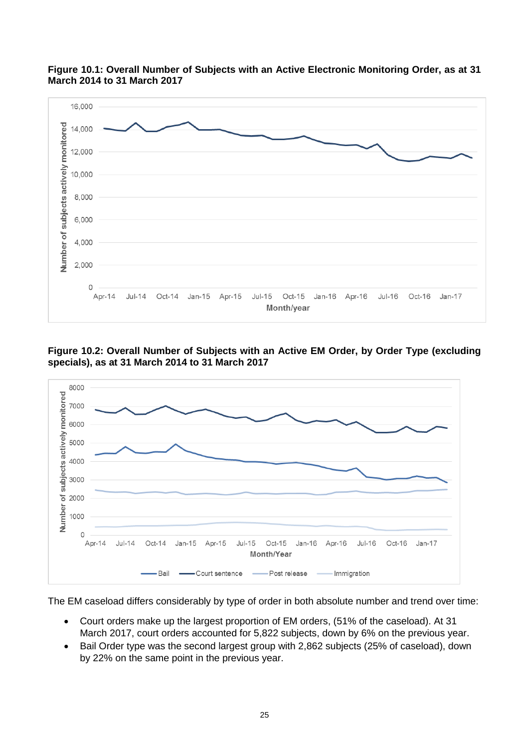**Figure 10.1: Overall Number of Subjects with an Active Electronic Monitoring Order, as at 31 March 2014 to 31 March 2017**

**Figure 10.2: Overall Number of Subjects with an Active EM Order, by Order Type (excluding specials), as at 31 March 2014 to 31 March 2017**

The EM caseload differs considerably by type of order in both absolute number and trend over time:

- Court orders make up the largest proportion of EM orders, (51% of the caseload). At 31 March 2017, court orders accounted for 5,822 subjects, down by 6% on the previous year.
- Bail Order type was the second largest group with 2,862 subjects (25% of caseload), down by 22% on the same point in the previous year.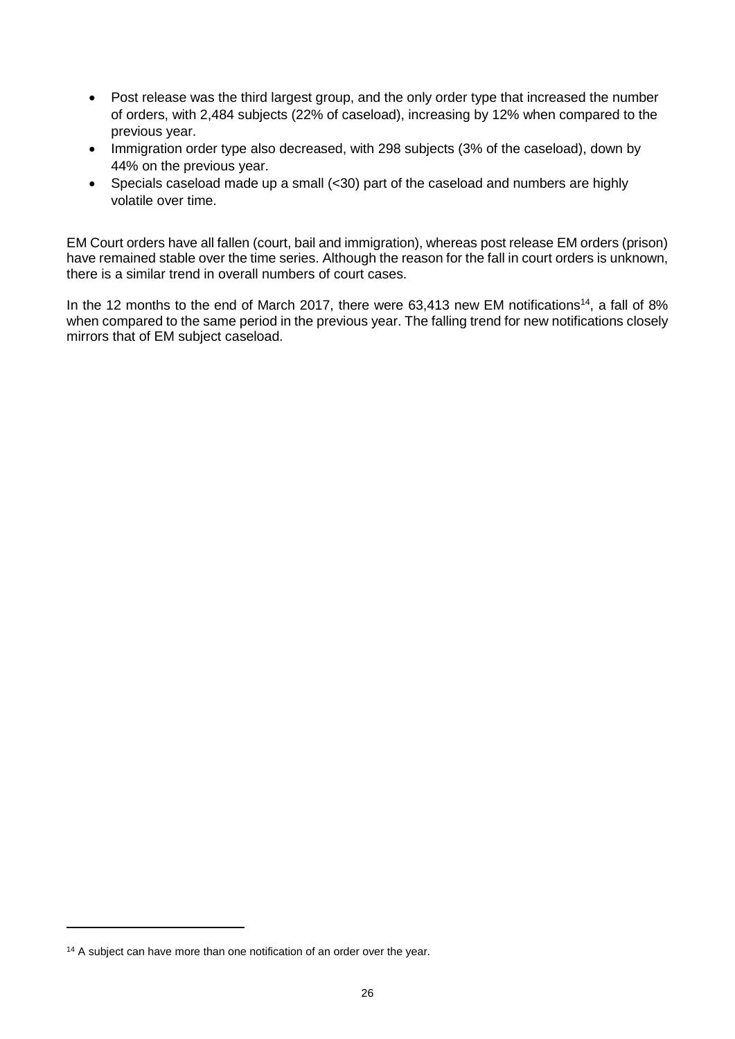- Post release was the third largest group, and the only order type that increased the number of orders, with 2,484 subjects (22% of caseload), increasing by 12% when compared to the previous year.
- Immigration order type also decreased, with 298 subjects (3% of the caseload), down by 44% on the previous year.
- Specials caseload made up a small (<30) part of the caseload and numbers are highly volatile over time.

EM Court orders have all fallen (court, bail and immigration), whereas post release EM orders (prison) have remained stable over the time series. Although the reason for the fall in court orders is unknown, there is a similar trend in overall numbers of court cases.

In the 12 months to the end of March 2017, there were 63,413 new EM notifications[14], a fall of 8% when compared to the same period in the previous year. The falling trend for new notifications closely mirrors that of EM subject caseload.

[14] A subject can have more than one notification of an order over the year.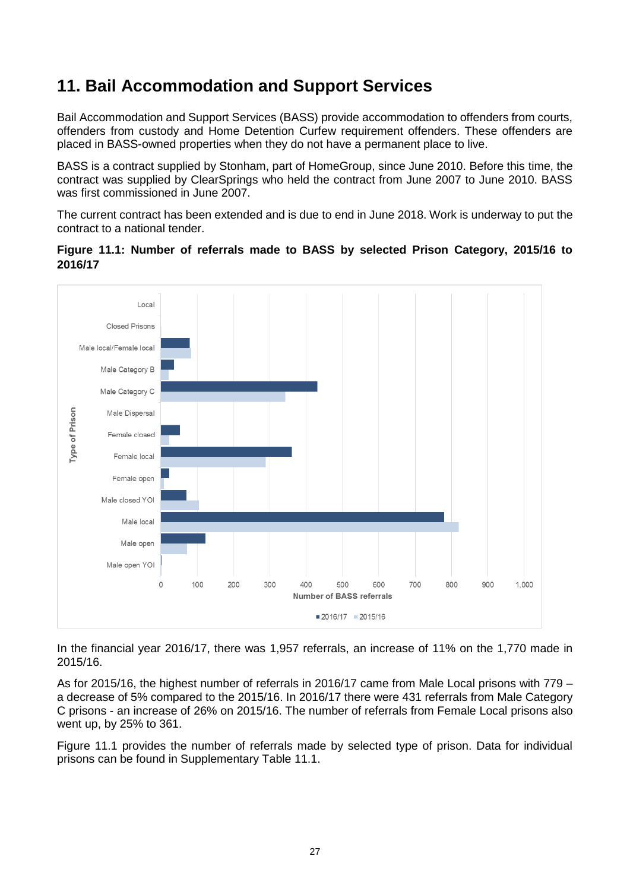# 11. Bail Accommodation and Support Services

Bail Accommodation and Support Services (BASS) provide accommodation to offenders from courts, offenders from custody and Home Detention Curfew requirement offenders. These offenders are placed in BASS-owned properties when they do not have a permanent place to live.

BASS is a contract supplied by Stonham, part of HomeGroup, since June 2010. Before this time, the contract was supplied by ClearSprings who held the contract from June 2007 to June 2010. BASS was first commissioned in June 2007.

The current contract has been extended and is due to end in June 2018. Work is underway to put the contract to a national tender.

**Figure 11.1: Number of referrals made to BASS by selected Prison Category, 2015/16 to 2016/17**

In the financial year 2016/17, there was 1,957 referrals, an increase of 11% on the 1,770 made in 2015/16.

As for 2015/16, the highest number of referrals in 2016/17 came from Male Local prisons with 779 – a decrease of 5% compared to the 2015/16. In 2016/17 there were 431 referrals from Male Category C prisons - an increase of 26% on 2015/16. The number of referrals from Female Local prisons also went up, by 25% to 361.

Figure 11.1 provides the number of referrals made by selected type of prison. Data for individual prisons can be found in Supplementary Table 11.1.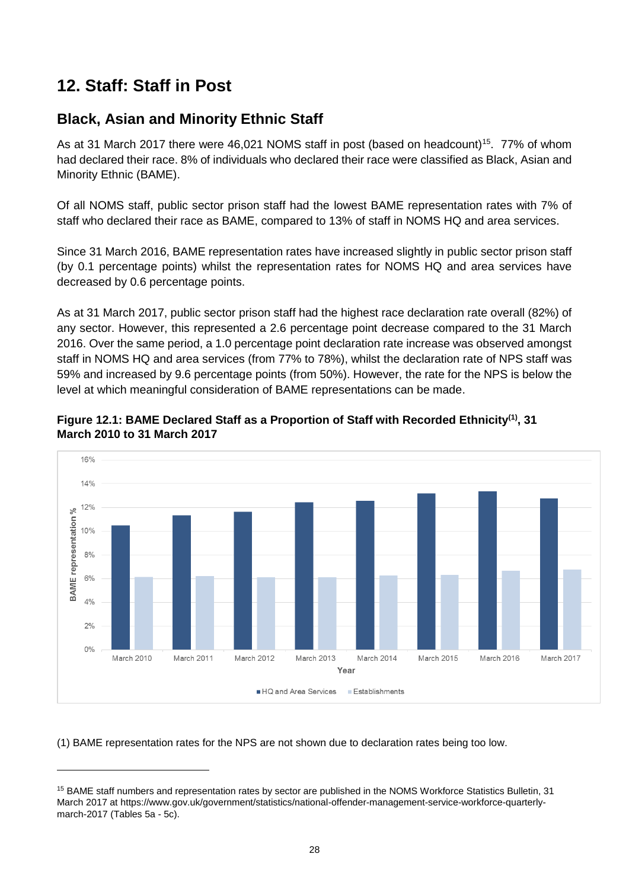# 12. Staff: Staff in Post

## Black, Asian and Minority Ethnic Staff

As at 31 March 2017 there were 46,021 NOMS staff in post (based on headcount)[15]. 77% of whom had declared their race. 8% of individuals who declared their race were classified as Black, Asian and Minority Ethnic (BAME).

Of all NOMS staff, public sector prison staff had the lowest BAME representation rates with 7% of staff who declared their race as BAME, compared to 13% of staff in NOMS HQ and area services.

Since 31 March 2016, BAME representation rates have increased slightly in public sector prison staff (by 0.1 percentage points) whilst the representation rates for NOMS HQ and area services have decreased by 0.6 percentage points.

As at 31 March 2017, public sector prison staff had the highest race declaration rate overall (82%) of any sector. However, this represented a 2.6 percentage point decrease compared to the 31 March 2016. Over the same period, a 1.0 percentage point declaration rate increase was observed amongst staff in NOMS HQ and area services (from 77% to 78%), whilst the declaration rate of NPS staff was 59% and increased by 9.6 percentage points (from 50%). However, the rate for the NPS is below the level at which meaningful consideration of BAME representations can be made.

**Figure 12.1: BAME Declared Staff as a Proportion of Staff with Recorded Ethnicity[(1)], 31 March 2010 to 31 March 2017**

(1) BAME representation rates for the NPS are not shown due to declaration rates being too low.

[15] BAME staff numbers and representation rates by sector are published in the NOMS Workforce Statistics Bulletin, 31 March 2017 at https://www.gov.uk/government/statistics/national-offender-management-service-workforce-quarterly-march-2017 (Tables 5a - 5c).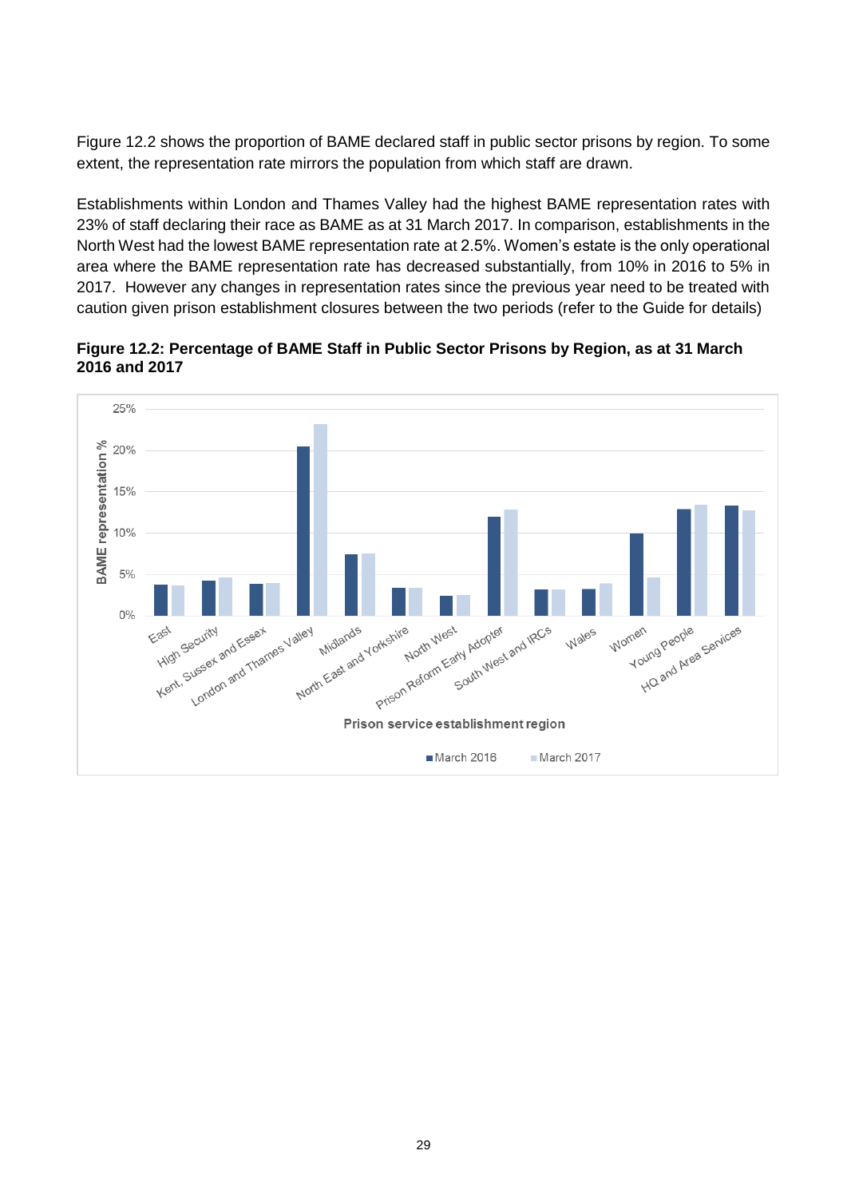Figure 12.2 shows the proportion of BAME declared staff in public sector prisons by region. To some extent, the representation rate mirrors the population from which staff are drawn.

Establishments within London and Thames Valley had the highest BAME representation rates with 23% of staff declaring their race as BAME as at 31 March 2017. In comparison, establishments in the North West had the lowest BAME representation rate at 2.5%. Women's estate is the only operational area where the BAME representation rate has decreased substantially, from 10% in 2016 to 5% in 2017. However any changes in representation rates since the previous year need to be treated with caution given prison establishment closures between the two periods (refer to the Guide for details)

**Figure 12.2: Percentage of BAME Staff in Public Sector Prisons by Region, as at 31 March 2016 and 2017**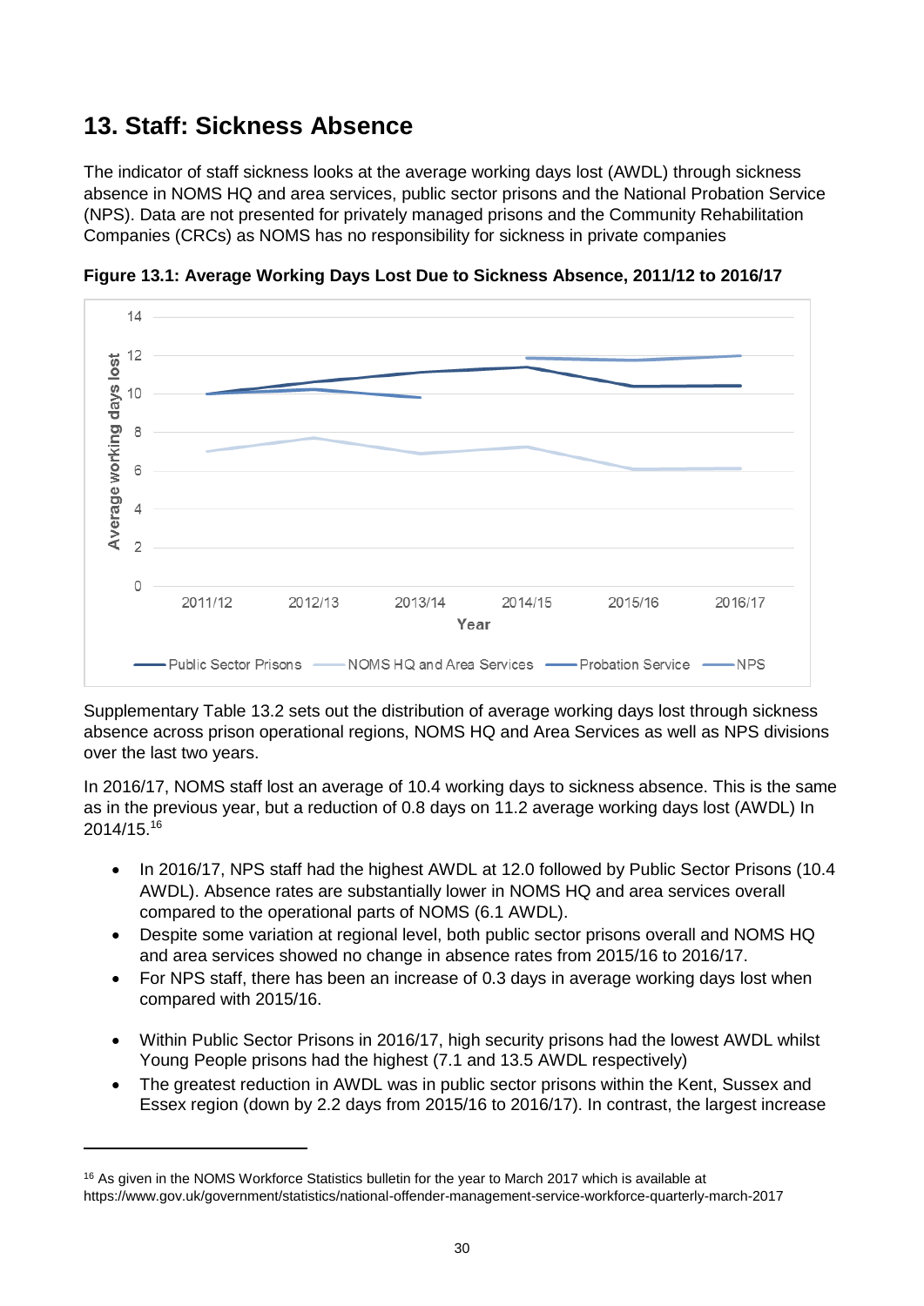# 13. Staff: Sickness Absence

The indicator of staff sickness looks at the average working days lost (AWDL) through sickness absence in NOMS HQ and area services, public sector prisons and the National Probation Service (NPS). Data are not presented for privately managed prisons and the Community Rehabilitation Companies (CRCs) as NOMS has no responsibility for sickness in private companies

**Figure 13.1: Average Working Days Lost Due to Sickness Absence, 2011/12 to 2016/17**

Supplementary Table 13.2 sets out the distribution of average working days lost through sickness absence across prison operational regions, NOMS HQ and Area Services as well as NPS divisions over the last two years.

In 2016/17, NOMS staff lost an average of 10.4 working days to sickness absence. This is the same as in the previous year, but a reduction of 0.8 days on 11.2 average working days lost (AWDL) In 2014/15.[16]

- In 2016/17, NPS staff had the highest AWDL at 12.0 followed by Public Sector Prisons (10.4 AWDL). Absence rates are substantially lower in NOMS HQ and area services overall compared to the operational parts of NOMS (6.1 AWDL).
- Despite some variation at regional level, both public sector prisons overall and NOMS HQ and area services showed no change in absence rates from 2015/16 to 2016/17.
- For NPS staff, there has been an increase of 0.3 days in average working days lost when compared with 2015/16.
- Within Public Sector Prisons in 2016/17, high security prisons had the lowest AWDL whilst Young People prisons had the highest (7.1 and 13.5 AWDL respectively)
- The greatest reduction in AWDL was in public sector prisons within the Kent, Sussex and Essex region (down by 2.2 days from 2015/16 to 2016/17). In contrast, the largest increase

[16] As given in the NOMS Workforce Statistics bulletin for the year to March 2017 which is available at https://www.gov.uk/government/statistics/national-offender-management-service-workforce-quarterly-march-2017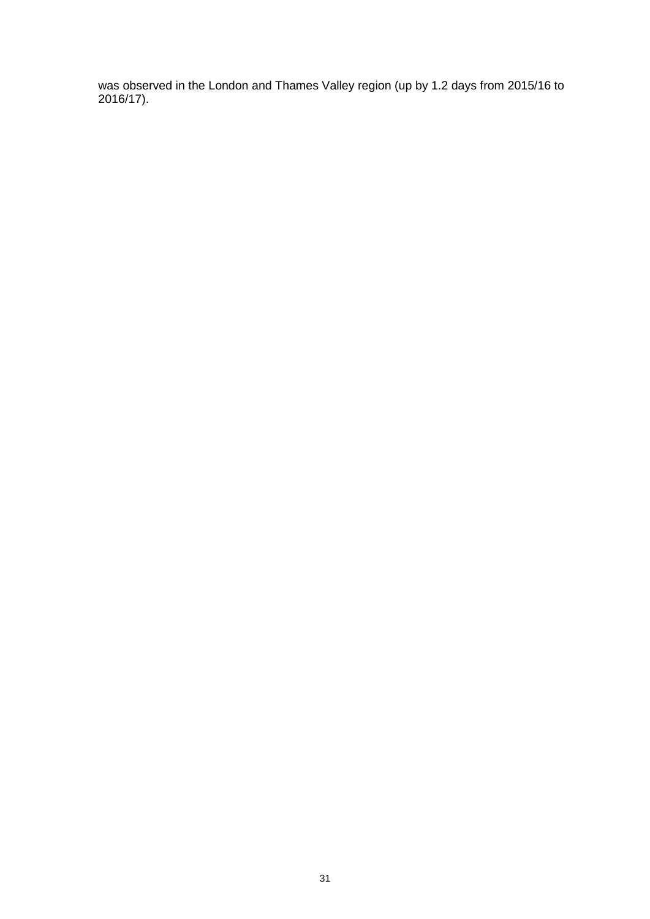was observed in the London and Thames Valley region (up by 1.2 days from 2015/16 to 2016/17).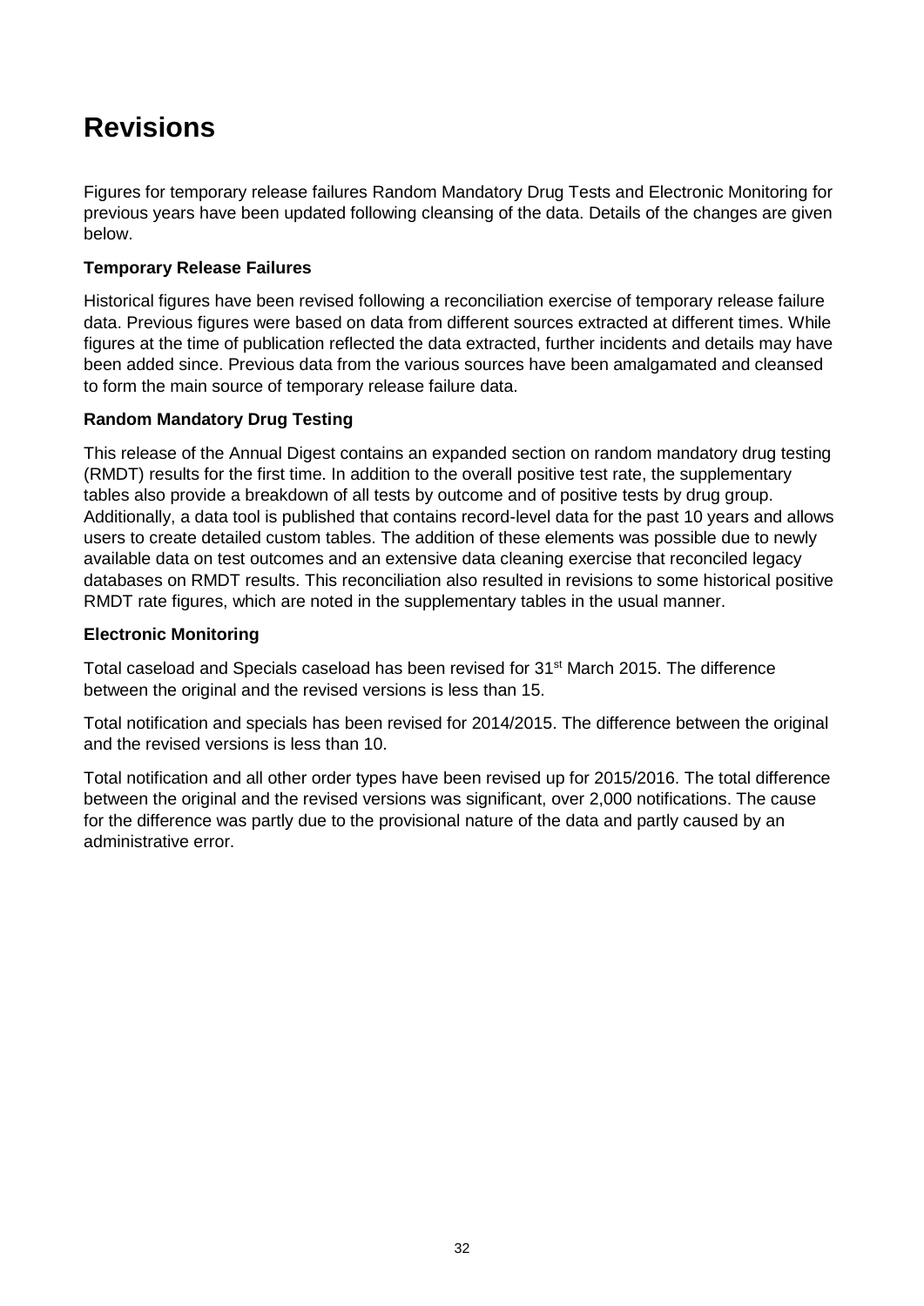# Revisions

Figures for temporary release failures Random Mandatory Drug Tests and Electronic Monitoring for previous years have been updated following cleansing of the data. Details of the changes are given below.

**Temporary Release Failures**

Historical figures have been revised following a reconciliation exercise of temporary release failure data. Previous figures were based on data from different sources extracted at different times. While figures at the time of publication reflected the data extracted, further incidents and details may have been added since. Previous data from the various sources have been amalgamated and cleansed to form the main source of temporary release failure data.

**Random Mandatory Drug Testing**

This release of the Annual Digest contains an expanded section on random mandatory drug testing (RMDT) results for the first time. In addition to the overall positive test rate, the supplementary tables also provide a breakdown of all tests by outcome and of positive tests by drug group. Additionally, a data tool is published that contains record-level data for the past 10 years and allows users to create detailed custom tables. The addition of these elements was possible due to newly available data on test outcomes and an extensive data cleaning exercise that reconciled legacy databases on RMDT results. This reconciliation also resulted in revisions to some historical positive RMDT rate figures, which are noted in the supplementary tables in the usual manner.

**Electronic Monitoring**

Total caseload and Specials caseload has been revised for 31st March 2015. The difference between the original and the revised versions is less than 15.

Total notification and specials has been revised for 2014/2015. The difference between the original and the revised versions is less than 10.

Total notification and all other order types have been revised up for 2015/2016. The total difference between the original and the revised versions was significant, over 2,000 notifications. The cause for the difference was partly due to the provisional nature of the data and partly caused by an administrative error.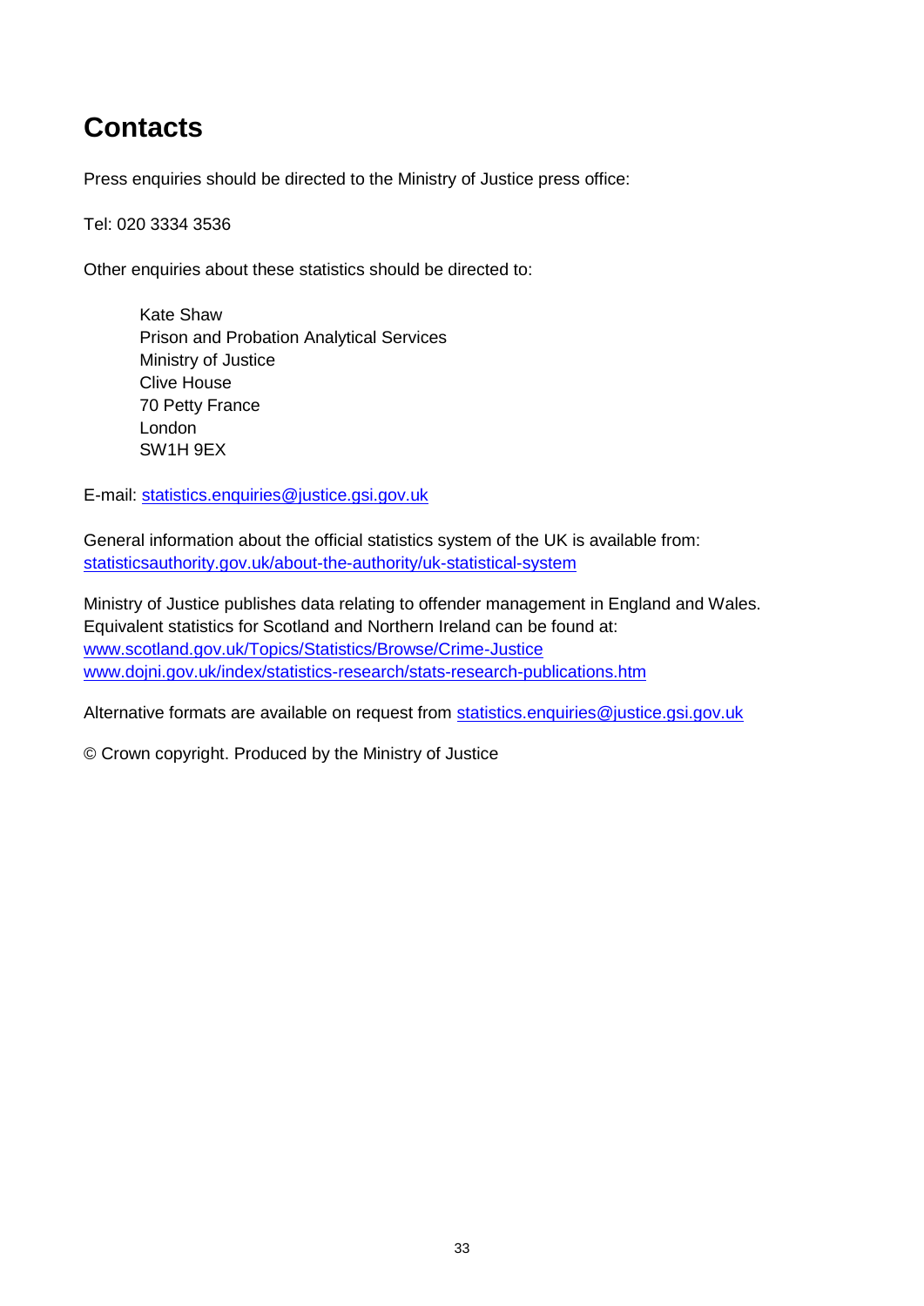# Contacts

Press enquiries should be directed to the Ministry of Justice press office:

Tel: 020 3334 3536

Other enquiries about these statistics should be directed to:

Kate Shaw
Prison and Probation Analytical Services
Ministry of Justice
Clive House
70 Petty France
London
SW1H 9EX

E-mail: statistics.enquiries@justice.gsi.gov.uk

General information about the official statistics system of the UK is available from: statisticsauthority.gov.uk/about-the-authority/uk-statistical-system

Ministry of Justice publishes data relating to offender management in England and Wales. Equivalent statistics for Scotland and Northern Ireland can be found at:
www.scotland.gov.uk/Topics/Statistics/Browse/Crime-Justice
www.dojni.gov.uk/index/statistics-research/stats-research-publications.htm

Alternative formats are available on request from statistics.enquiries@justice.gsi.gov.uk

© Crown copyright. Produced by the Ministry of Justice